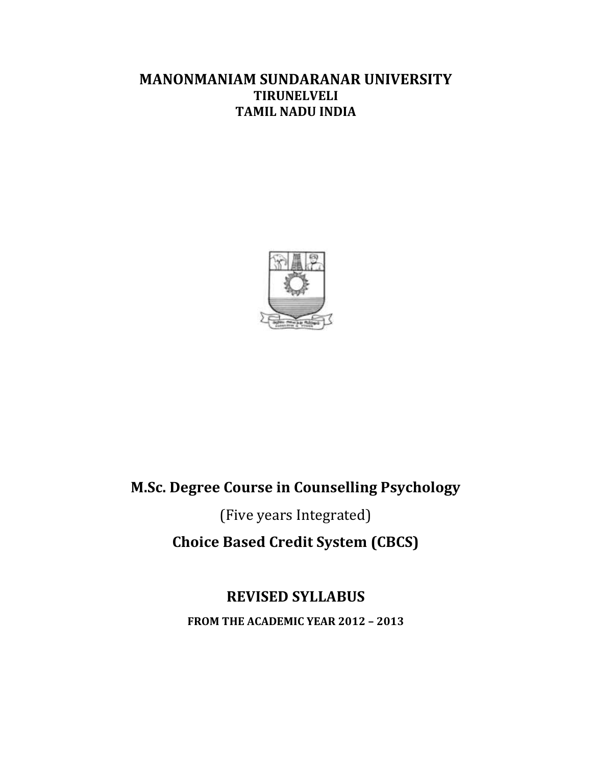# MANONMANIAM SUNDARANAR UNIVERSITY

**TIRUNELVELI**

**TAMIL NADU INDIA**

## M.Sc. Degree Course in Counselling Psychology

(Five years Integrated)

**Choice Based Credit System (CBCS)**

## REVISED SYLLABUS

**FROM THE ACADEMIC YEAR 2012 – 2013**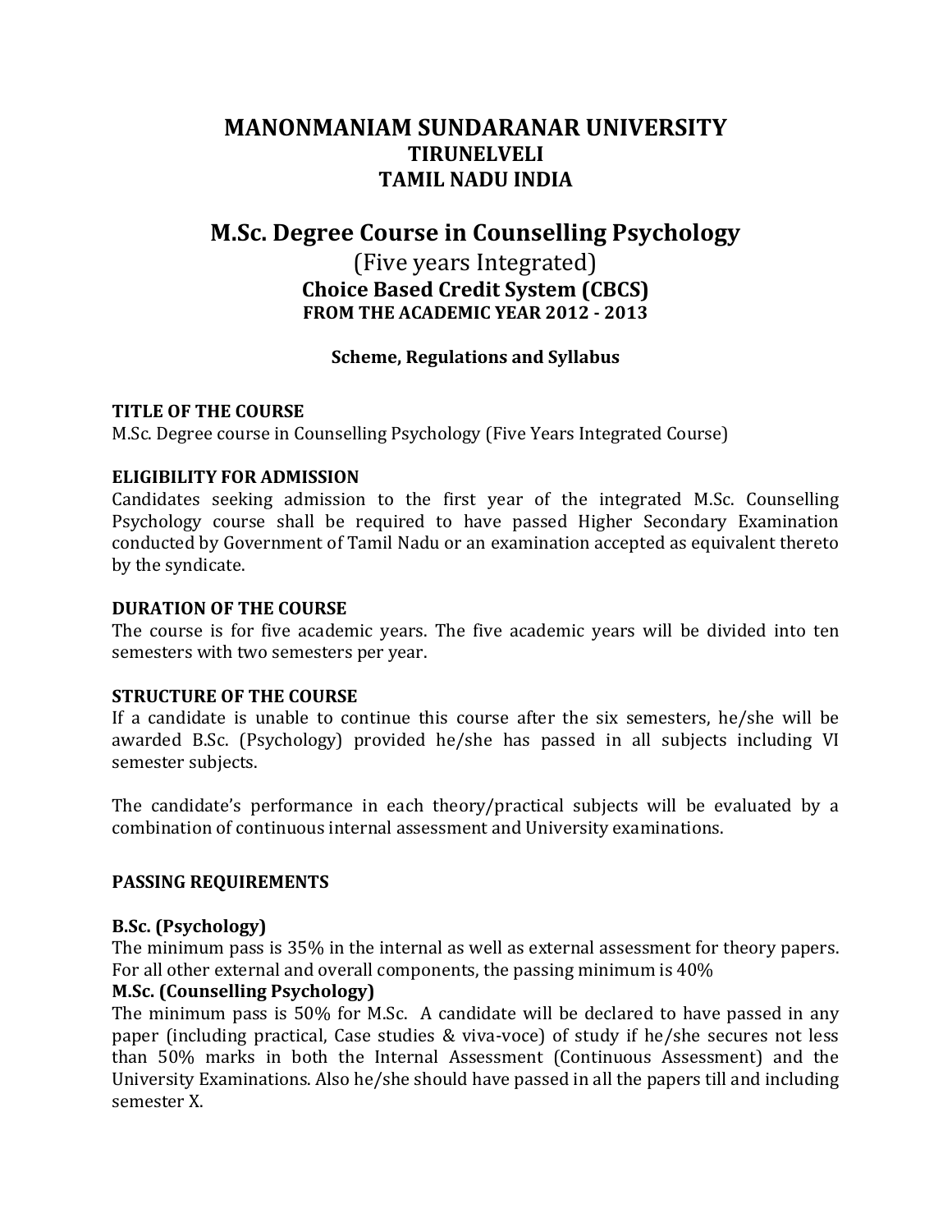# MANONMANIAM SUNDARANAR UNIVERSITY
## TIRUNELVELI
## TAMIL NADU INDIA

# M.Sc. Degree Course in Counselling Psychology

(Five years Integrated)

**Choice Based Credit System (CBCS)**

**FROM THE ACADEMIC YEAR 2012 - 2013**

**Scheme, Regulations and Syllabus**

### TITLE OF THE COURSE

M.Sc. Degree course in Counselling Psychology (Five Years Integrated Course)

### ELIGIBILITY FOR ADMISSION

Candidates seeking admission to the first year of the integrated M.Sc. Counselling Psychology course shall be required to have passed Higher Secondary Examination conducted by Government of Tamil Nadu or an examination accepted as equivalent thereto by the syndicate.

### DURATION OF THE COURSE

The course is for five academic years. The five academic years will be divided into ten semesters with two semesters per year.

### STRUCTURE OF THE COURSE

If a candidate is unable to continue this course after the six semesters, he/she will be awarded B.Sc. (Psychology) provided he/she has passed in all subjects including VI semester subjects.

The candidate's performance in each theory/practical subjects will be evaluated by a combination of continuous internal assessment and University examinations.

### PASSING REQUIREMENTS

**B.Sc. (Psychology)**

The minimum pass is 35% in the internal as well as external assessment for theory papers. For all other external and overall components, the passing minimum is 40%

**M.Sc. (Counselling Psychology)**

The minimum pass is 50% for M.Sc. A candidate will be declared to have passed in any paper (including practical, Case studies & viva-voce) of study if he/she secures not less than 50% marks in both the Internal Assessment (Continuous Assessment) and the University Examinations. Also he/she should have passed in all the papers till and including semester X.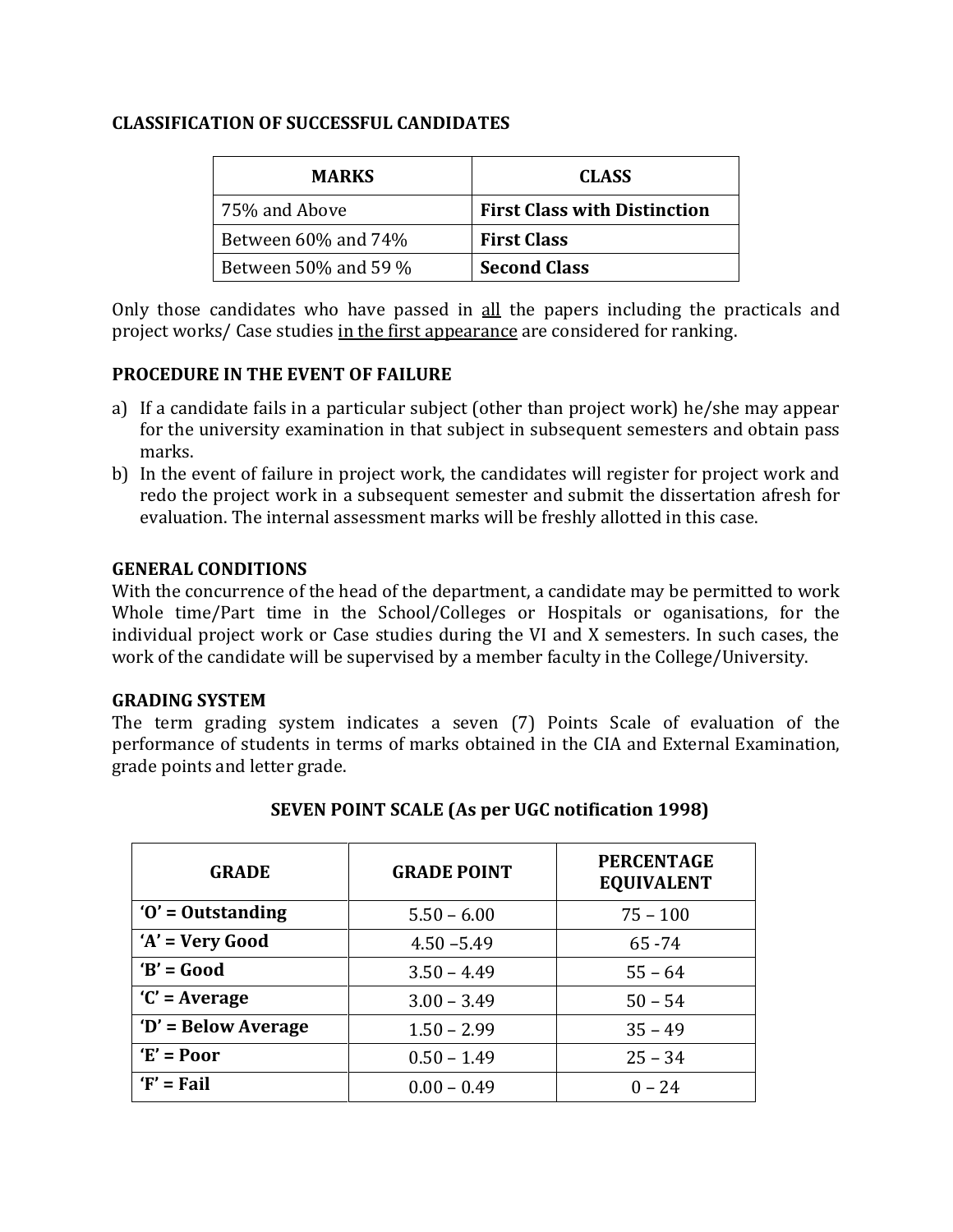## CLASSIFICATION OF SUCCESSFUL CANDIDATES

| MARKS | CLASS |
|---|---|
| 75% and Above | **First Class with Distinction** |
| Between 60% and 74% | **First Class** |
| Between 50% and 59 % | **Second Class** |

Only those candidates who have passed in all the papers including the practicals and project works/ Case studies in the first appearance are considered for ranking.

## PROCEDURE IN THE EVENT OF FAILURE

a) If a candidate fails in a particular subject (other than project work) he/she may appear for the university examination in that subject in subsequent semesters and obtain pass marks.

b) In the event of failure in project work, the candidates will register for project work and redo the project work in a subsequent semester and submit the dissertation afresh for evaluation. The internal assessment marks will be freshly allotted in this case.

## GENERAL CONDITIONS

With the concurrence of the head of the department, a candidate may be permitted to work Whole time/Part time in the School/Colleges or Hospitals or oganisations, for the individual project work or Case studies during the VI and X semesters. In such cases, the work of the candidate will be supervised by a member faculty in the College/University.

## GRADING SYSTEM

The term grading system indicates a seven (7) Points Scale of evaluation of the performance of students in terms of marks obtained in the CIA and External Examination, grade points and letter grade.

### SEVEN POINT SCALE (As per UGC notification 1998)

| GRADE | GRADE POINT | PERCENTAGE EQUIVALENT |
|---|---|---|
| **'O' = Outstanding** | 5.50 – 6.00 | 75 – 100 |
| **'A' = Very Good** | 4.50 –5.49 | 65 -74 |
| **'B' = Good** | 3.50 – 4.49 | 55 – 64 |
| **'C' = Average** | 3.00 – 3.49 | 50 – 54 |
| **'D' = Below Average** | 1.50 – 2.99 | 35 – 49 |
| **'E' = Poor** | 0.50 – 1.49 | 25 – 34 |
| **'F' = Fail** | 0.00 – 0.49 | 0 – 24 |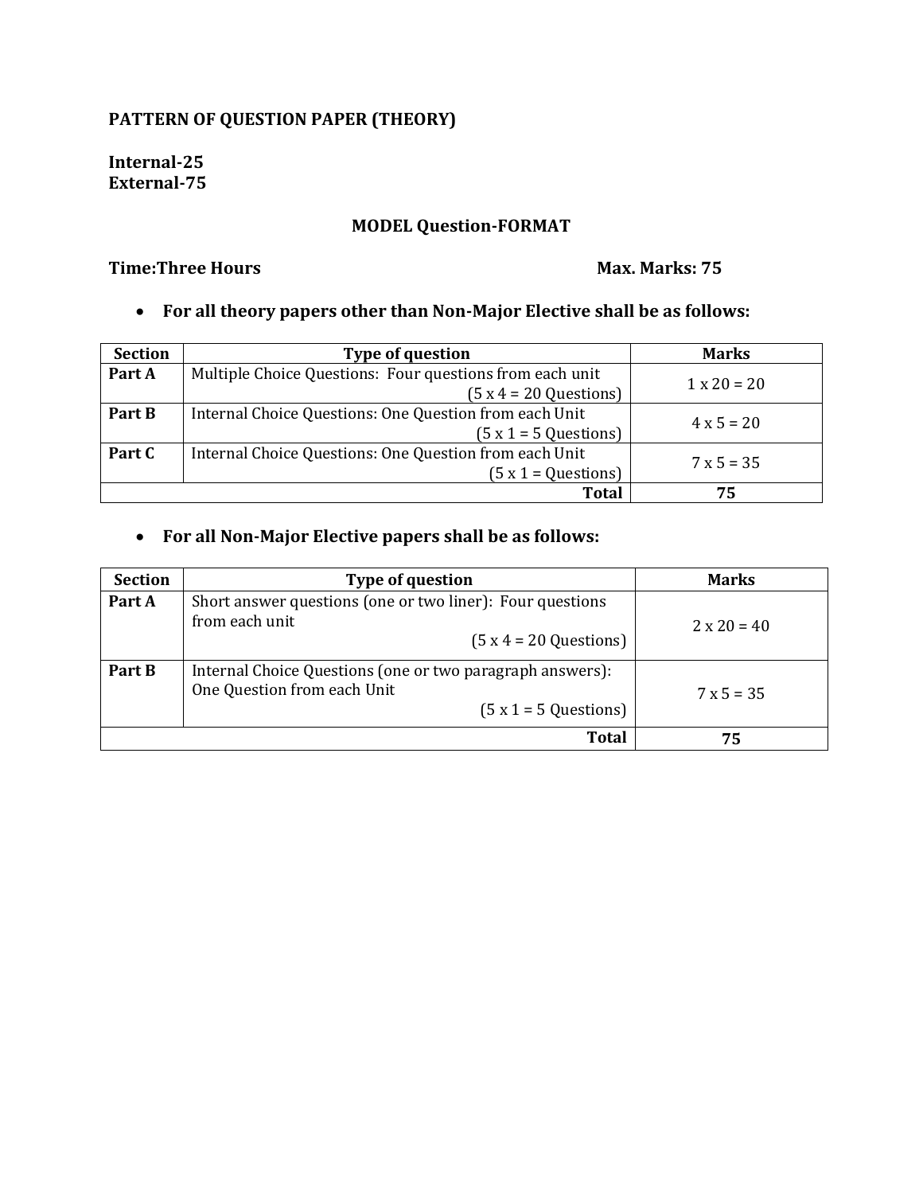**PATTERN OF QUESTION PAPER (THEORY)**

**Internal-25**
**External-75**

**MODEL Question-FORMAT**

**Time:Three Hours** **Max. Marks: 75**

- **For all theory papers other than Non-Major Elective shall be as follows:**

| Section | Type of question | Marks |
|---|---|---|
| **Part A** | Multiple Choice Questions: Four questions from each unit (5 x 4 = 20 Questions) | 1 x 20 = 20 |
| **Part B** | Internal Choice Questions: One Question from each Unit (5 x 1 = 5 Questions) | 4 x 5 = 20 |
| **Part C** | Internal Choice Questions: One Question from each Unit (5 x 1 = Questions) | 7 x 5 = 35 |
| | **Total** | **75** |

- **For all Non-Major Elective papers shall be as follows:**

| Section | Type of question | Marks |
|---|---|---|
| **Part A** | Short answer questions (one or two liner): Four questions from each unit (5 x 4 = 20 Questions) | 2 x 20 = 40 |
| **Part B** | Internal Choice Questions (one or two paragraph answers): One Question from each Unit (5 x 1 = 5 Questions) | 7 x 5 = 35 |
| | **Total** | **75** |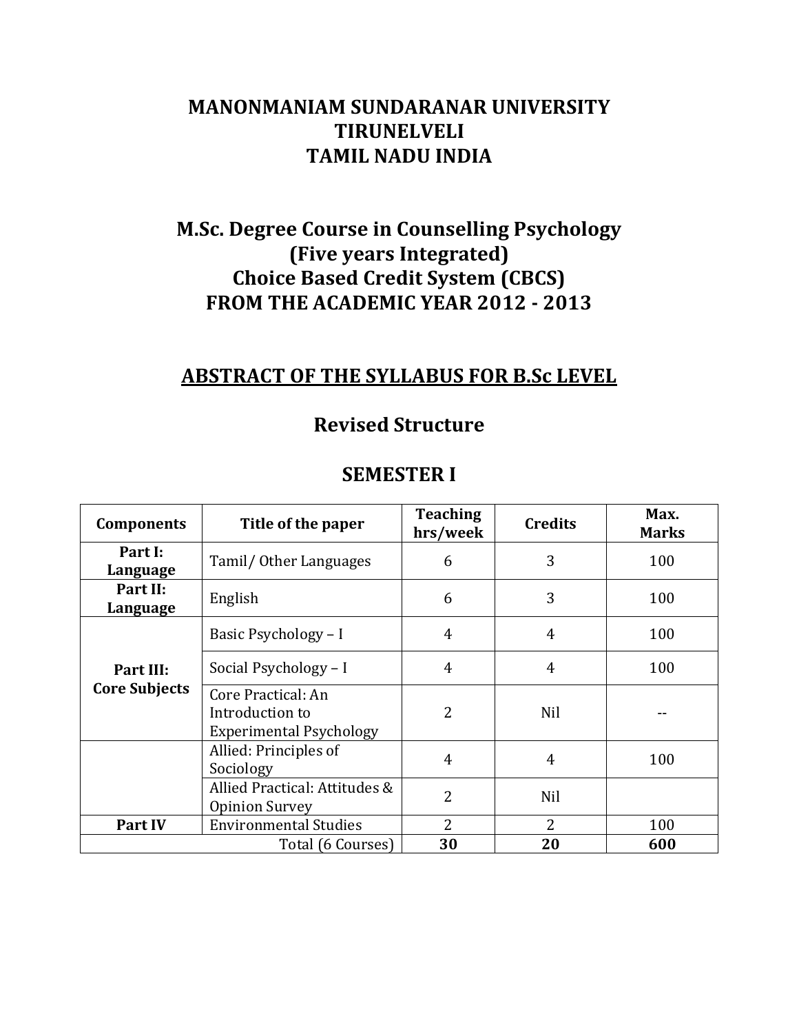# MANONMANIAM SUNDARANAR UNIVERSITY
# TIRUNELVELI
# TAMIL NADU INDIA

## M.Sc. Degree Course in Counselling Psychology
## (Five years Integrated)
## Choice Based Credit System (CBCS)
## FROM THE ACADEMIC YEAR 2012 - 2013

## ABSTRACT OF THE SYLLABUS FOR B.Sc LEVEL

## Revised Structure

## SEMESTER I

| Components | Title of the paper | Teaching hrs/week | Credits | Max. Marks |
|---|---|---|---|---|
| **Part I: Language** | Tamil/ Other Languages | 6 | 3 | 100 |
| **Part II: Language** | English | 6 | 3 | 100 |
| **Part III: Core Subjects** | Basic Psychology – I | 4 | 4 | 100 |
| | Social Psychology – I | 4 | 4 | 100 |
| | Core Practical: An Introduction to Experimental Psychology | 2 | Nil | -- |
| | Allied: Principles of Sociology | 4 | 4 | 100 |
| | Allied Practical: Attitudes & Opinion Survey | 2 | Nil | |
| **Part IV** | Environmental Studies | 2 | 2 | 100 |
| | Total (6 Courses) | **30** | **20** | **600** |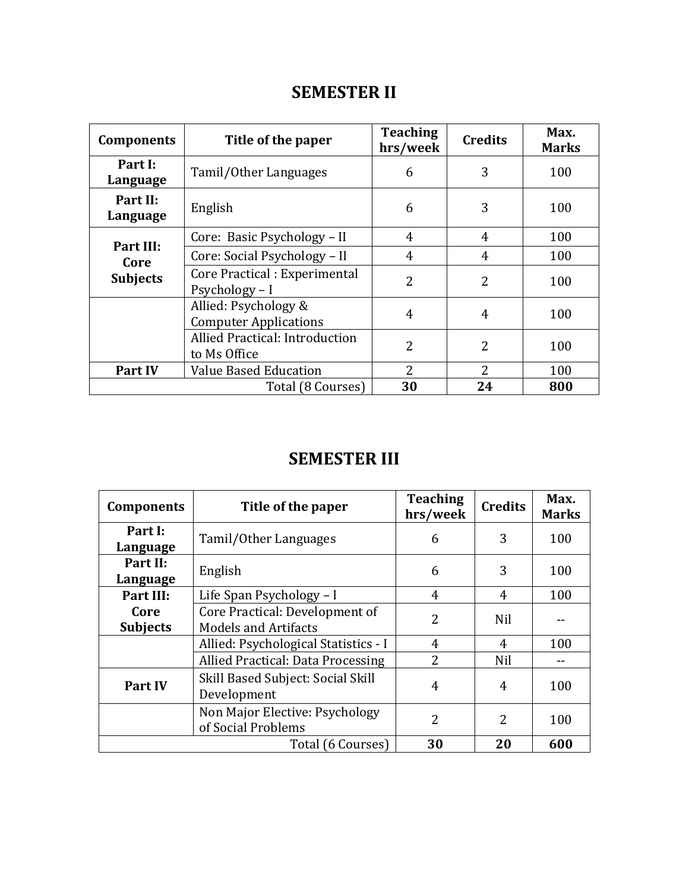## SEMESTER II

| Components | Title of the paper | Teaching hrs/week | Credits | Max. Marks |
|---|---|---|---|---|
| **Part I: Language** | Tamil/Other Languages | 6 | 3 | 100 |
| **Part II: Language** | English | 6 | 3 | 100 |
| **Part III: Core Subjects** | Core: Basic Psychology – II | 4 | 4 | 100 |
| | Core: Social Psychology – II | 4 | 4 | 100 |
| | Core Practical : Experimental Psychology – I | 2 | 2 | 100 |
| | Allied: Psychology & Computer Applications | 4 | 4 | 100 |
| | Allied Practical: Introduction to Ms Office | 2 | 2 | 100 |
| **Part IV** | Value Based Education | 2 | 2 | 100 |
| | Total (8 Courses) | **30** | **24** | **800** |

## SEMESTER III

| Components | Title of the paper | Teaching hrs/week | Credits | Max. Marks |
|---|---|---|---|---|
| **Part I: Language** | Tamil/Other Languages | 6 | 3 | 100 |
| **Part II: Language** | English | 6 | 3 | 100 |
| **Part III: Core Subjects** | Life Span Psychology – I | 4 | 4 | 100 |
| | Core Practical: Development of Models and Artifacts | 2 | Nil | -- |
| | Allied: Psychological Statistics - I | 4 | 4 | 100 |
| | Allied Practical: Data Processing | 2 | Nil | -- |
| **Part IV** | Skill Based Subject: Social Skill Development | 4 | 4 | 100 |
| | Non Major Elective: Psychology of Social Problems | 2 | 2 | 100 |
| | Total (6 Courses) | **30** | **20** | **600** |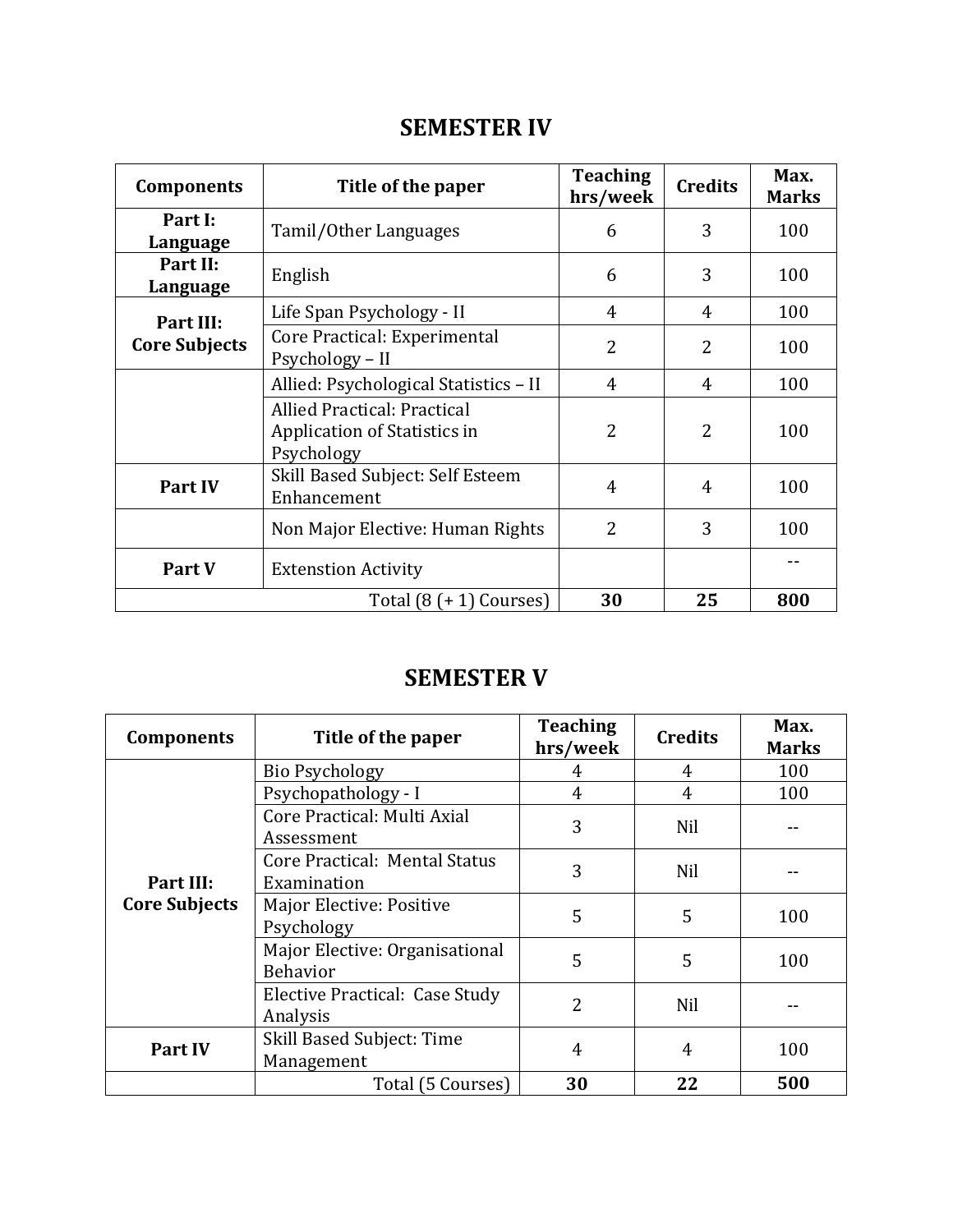## SEMESTER IV

| Components | Title of the paper | Teaching hrs/week | Credits | Max. Marks |
|---|---|---|---|---|
| Part I: Language | Tamil/Other Languages | 6 | 3 | 100 |
| Part II: Language | English | 6 | 3 | 100 |
| Part III: Core Subjects | Life Span Psychology - II | 4 | 4 | 100 |
| | Core Practical: Experimental Psychology – II | 2 | 2 | 100 |
| | Allied: Psychological Statistics – II | 4 | 4 | 100 |
| | Allied Practical: Practical Application of Statistics in Psychology | 2 | 2 | 100 |
| Part IV | Skill Based Subject: Self Esteem Enhancement | 4 | 4 | 100 |
| | Non Major Elective: Human Rights | 2 | 3 | 100 |
| Part V | Extenstion Activity | | | -- |
| | Total (8 (+ 1) Courses) | **30** | **25** | **800** |

## SEMESTER V

| Components | Title of the paper | Teaching hrs/week | Credits | Max. Marks |
|---|---|---|---|---|
| Part III: Core Subjects | Bio Psychology | 4 | 4 | 100 |
| | Psychopathology - I | 4 | 4 | 100 |
| | Core Practical: Multi Axial Assessment | 3 | Nil | -- |
| | Core Practical: Mental Status Examination | 3 | Nil | -- |
| | Major Elective: Positive Psychology | 5 | 5 | 100 |
| | Major Elective: Organisational Behavior | 5 | 5 | 100 |
| | Elective Practical: Case Study Analysis | 2 | Nil | -- |
| Part IV | Skill Based Subject: Time Management | 4 | 4 | 100 |
| | Total (5 Courses) | **30** | **22** | **500** |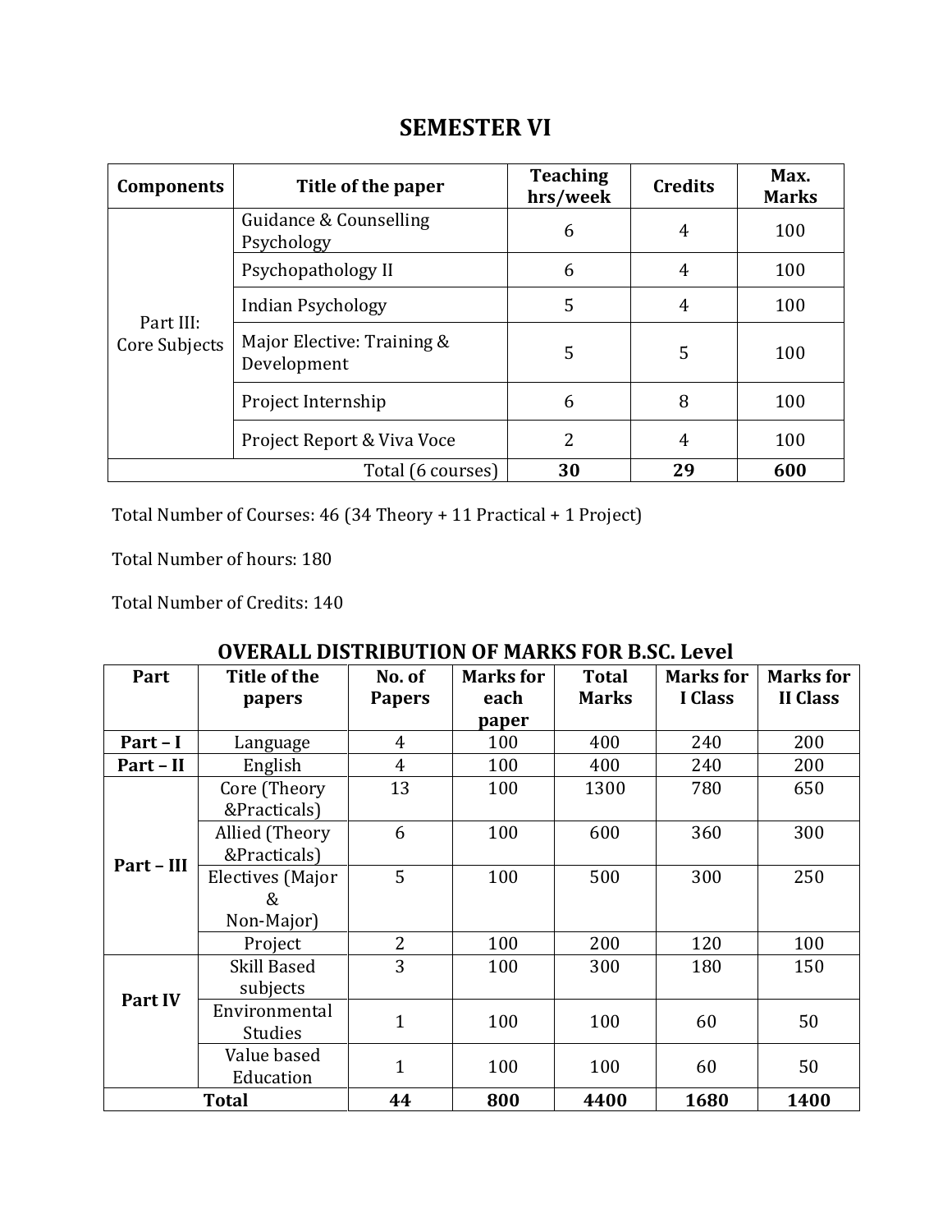## SEMESTER VI

| Components | Title of the paper | Teaching hrs/week | Credits | Max. Marks |
|---|---|---|---|---|
| Part III: Core Subjects | Guidance & Counselling Psychology | 6 | 4 | 100 |
| | Psychopathology II | 6 | 4 | 100 |
| | Indian Psychology | 5 | 4 | 100 |
| | Major Elective: Training & Development | 5 | 5 | 100 |
| | Project Internship | 6 | 8 | 100 |
| | Project Report & Viva Voce | 2 | 4 | 100 |
| | Total (6 courses) | **30** | **29** | **600** |

Total Number of Courses: 46 (34 Theory + 11 Practical + 1 Project)

Total Number of hours: 180

Total Number of Credits: 140

## OVERALL DISTRIBUTION OF MARKS FOR B.SC. Level

| Part | Title of the papers | No. of Papers | Marks for each paper | Total Marks | Marks for I Class | Marks for II Class |
|---|---|---|---|---|---|---|
| **Part – I** | Language | 4 | 100 | 400 | 240 | 200 |
| **Part – II** | English | 4 | 100 | 400 | 240 | 200 |
| **Part – III** | Core (Theory &Practicals) | 13 | 100 | 1300 | 780 | 650 |
| | Allied (Theory &Practicals) | 6 | 100 | 600 | 360 | 300 |
| | Electives (Major & Non-Major) | 5 | 100 | 500 | 300 | 250 |
| | Project | 2 | 100 | 200 | 120 | 100 |
| **Part IV** | Skill Based subjects | 3 | 100 | 300 | 180 | 150 |
| | Environmental Studies | 1 | 100 | 100 | 60 | 50 |
| | Value based Education | 1 | 100 | 100 | 60 | 50 |
| **Total** | | **44** | **800** | **4400** | **1680** | **1400** |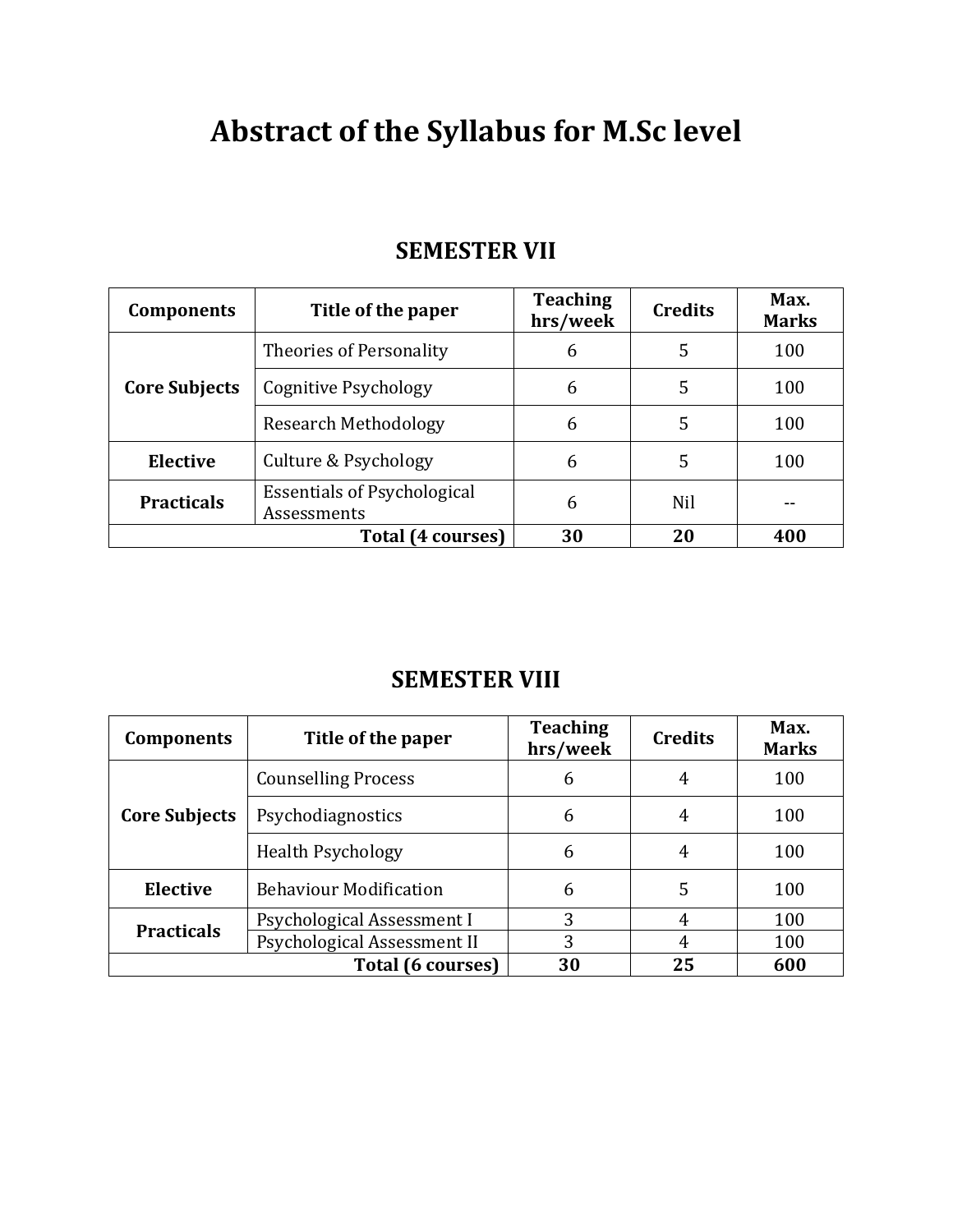# Abstract of the Syllabus for M.Sc level

## SEMESTER VII

| Components | Title of the paper | Teaching hrs/week | Credits | Max. Marks |
|---|---|---|---|---|
| **Core Subjects** | Theories of Personality | 6 | 5 | 100 |
| | Cognitive Psychology | 6 | 5 | 100 |
| | Research Methodology | 6 | 5 | 100 |
| **Elective** | Culture & Psychology | 6 | 5 | 100 |
| **Practicals** | Essentials of Psychological Assessments | 6 | Nil | -- |
| | **Total (4 courses)** | **30** | **20** | **400** |

## SEMESTER VIII

| Components | Title of the paper | Teaching hrs/week | Credits | Max. Marks |
|---|---|---|---|---|
| **Core Subjects** | Counselling Process | 6 | 4 | 100 |
| | Psychodiagnostics | 6 | 4 | 100 |
| | Health Psychology | 6 | 4 | 100 |
| **Elective** | Behaviour Modification | 6 | 5 | 100 |
| **Practicals** | Psychological Assessment I | 3 | 4 | 100 |
| | Psychological Assessment II | 3 | 4 | 100 |
| | **Total (6 courses)** | **30** | **25** | **600** |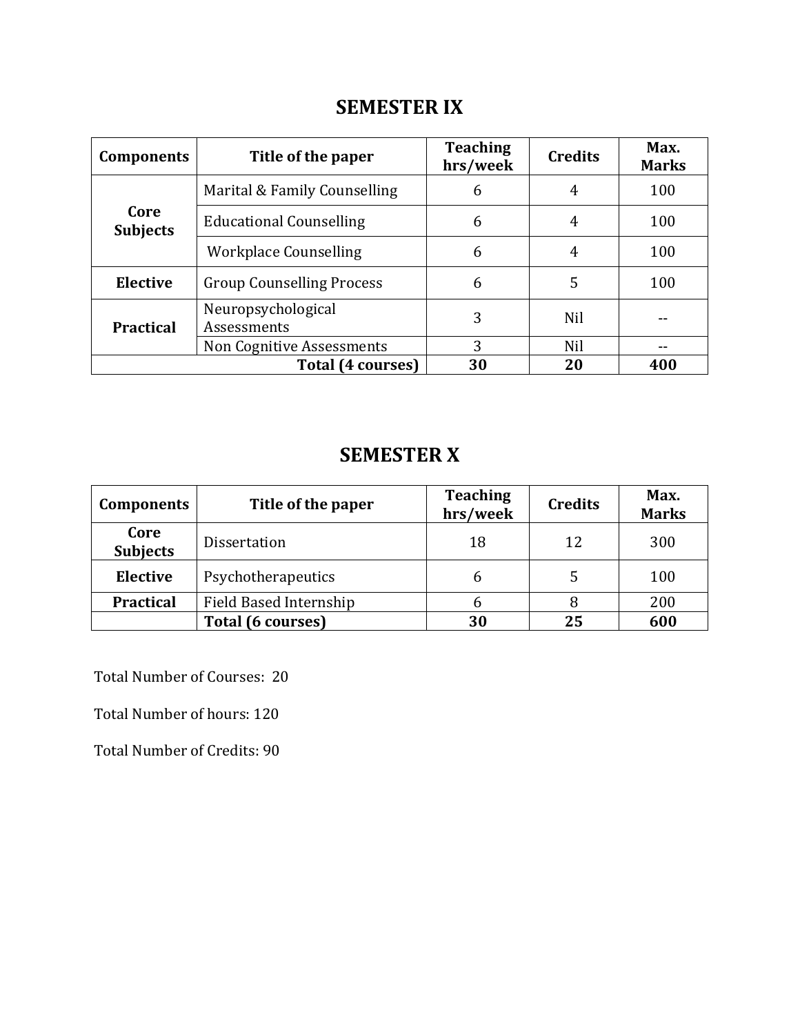## SEMESTER IX

| Components | Title of the paper | Teaching hrs/week | Credits | Max. Marks |
|---|---|---|---|---|
| Core Subjects | Marital & Family Counselling | 6 | 4 | 100 |
| | Educational Counselling | 6 | 4 | 100 |
| | Workplace Counselling | 6 | 4 | 100 |
| Elective | Group Counselling Process | 6 | 5 | 100 |
| Practical | Neuropsychological Assessments | 3 | Nil | -- |
| | Non Cognitive Assessments | 3 | Nil | -- |
| | **Total (4 courses)** | **30** | **20** | **400** |

## SEMESTER X

| Components | Title of the paper | Teaching hrs/week | Credits | Max. Marks |
|---|---|---|---|---|
| Core Subjects | Dissertation | 18 | 12 | 300 |
| Elective | Psychotherapeutics | 6 | 5 | 100 |
| Practical | Field Based Internship | 6 | 8 | 200 |
| | **Total (6 courses)** | **30** | **25** | **600** |

Total Number of Courses: 20

Total Number of hours: 120

Total Number of Credits: 90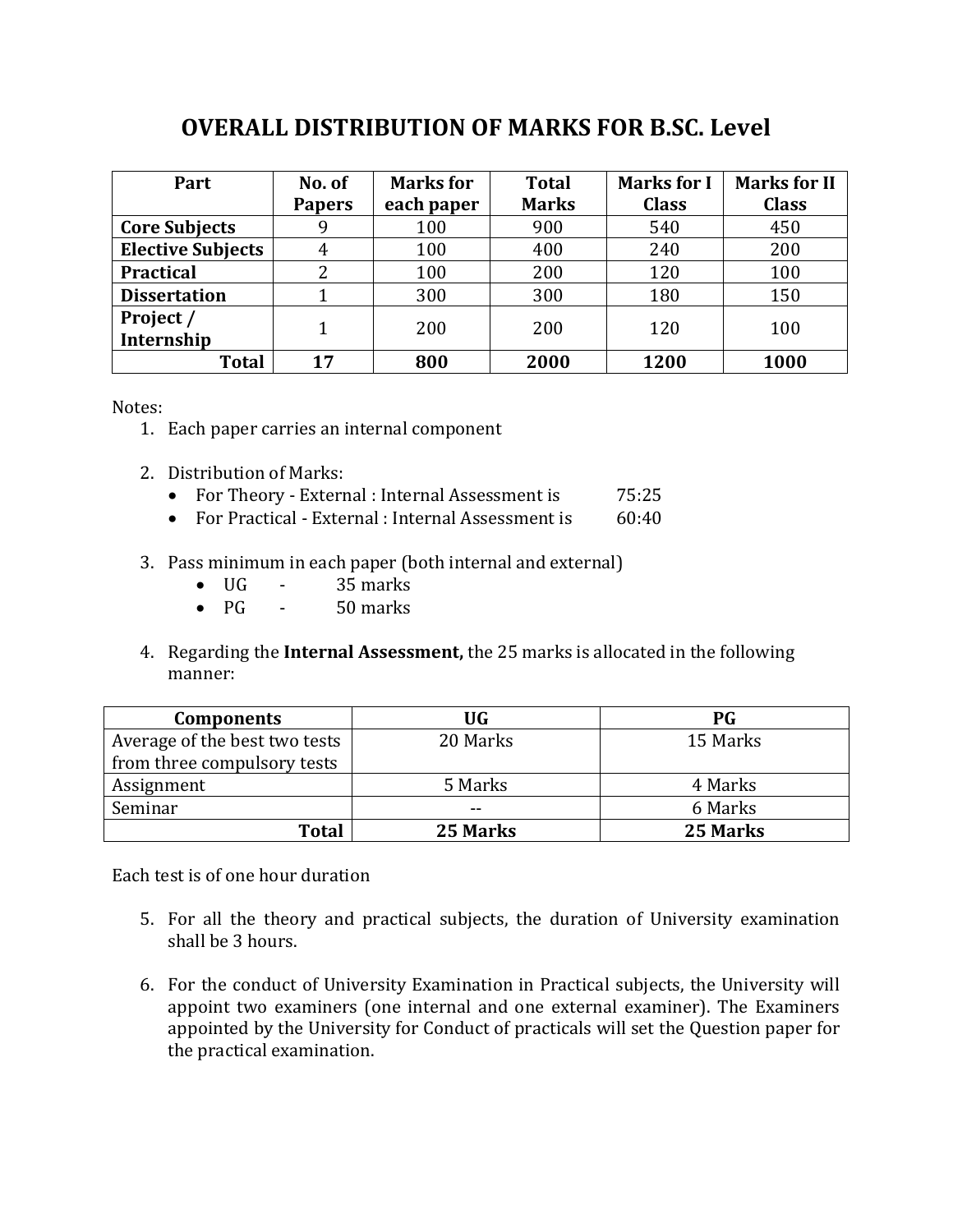# OVERALL DISTRIBUTION OF MARKS FOR B.SC. Level

| Part | No. of Papers | Marks for each paper | Total Marks | Marks for I Class | Marks for II Class |
|---|---|---|---|---|---|
| **Core Subjects** | 9 | 100 | 900 | 540 | 450 |
| **Elective Subjects** | 4 | 100 | 400 | 240 | 200 |
| **Practical** | 2 | 100 | 200 | 120 | 100 |
| **Dissertation** | 1 | 300 | 300 | 180 | 150 |
| **Project / Internship** | 1 | 200 | 200 | 120 | 100 |
| **Total** | **17** | **800** | **2000** | **1200** | **1000** |

Notes:

1. Each paper carries an internal component

2. Distribution of Marks:
   - For Theory - External : Internal Assessment is 75:25
   - For Practical - External : Internal Assessment is 60:40

3. Pass minimum in each paper (both internal and external)
   - UG - 35 marks
   - PG - 50 marks

4. Regarding the **Internal Assessment,** the 25 marks is allocated in the following manner:

| Components | UG | PG |
|---|---|---|
| Average of the best two tests from three compulsory tests | 20 Marks | 15 Marks |
| Assignment | 5 Marks | 4 Marks |
| Seminar | -- | 6 Marks |
| **Total** | **25 Marks** | **25 Marks** |

Each test is of one hour duration

5. For all the theory and practical subjects, the duration of University examination shall be 3 hours.

6. For the conduct of University Examination in Practical subjects, the University will appoint two examiners (one internal and one external examiner). The Examiners appointed by the University for Conduct of practicals will set the Question paper for the practical examination.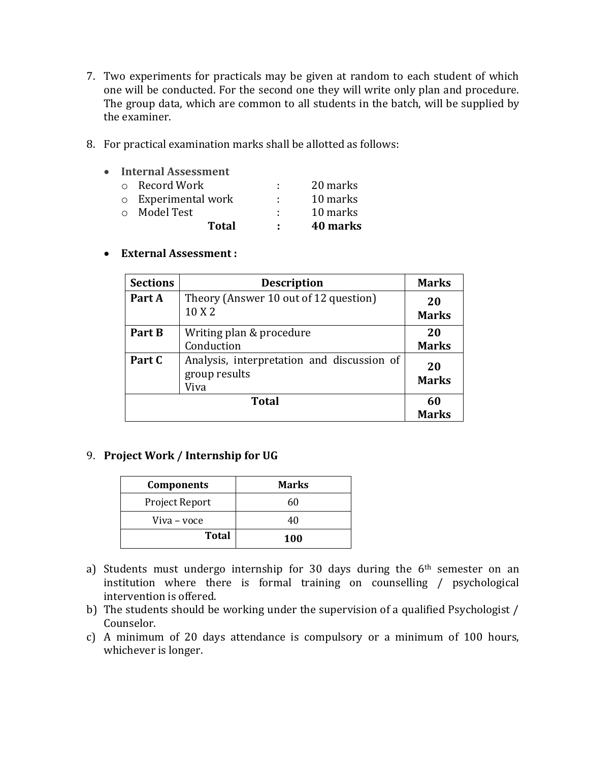7. Two experiments for practicals may be given at random to each student of which one will be conducted. For the second one they will write only plan and procedure. The group data, which are common to all students in the batch, will be supplied by the examiner.

8. For practical examination marks shall be allotted as follows:

   - **Internal Assessment**
     - Record Work : 20 marks
     - Experimental work : 10 marks
     - Model Test : 10 marks
     - **Total : 40 marks**

   - **External Assessment :**

| Sections | Description | Marks |
|---|---|---|
| **Part A** | Theory (Answer 10 out of 12 question)<br>10 X 2 | **20 Marks** |
| **Part B** | Writing plan & procedure<br>Conduction | **20 Marks** |
| **Part C** | Analysis, interpretation and discussion of group results<br>Viva | **20 Marks** |
| **Total** | | **60 Marks** |

9. **Project Work / Internship for UG**

| Components | Marks |
|---|---|
| Project Report | 60 |
| Viva – voce | 40 |
| **Total** | **100** |

a) Students must undergo internship for 30 days during the 6th semester on an institution where there is formal training on counselling / psychological intervention is offered.

b) The students should be working under the supervision of a qualified Psychologist / Counselor.

c) A minimum of 20 days attendance is compulsory or a minimum of 100 hours, whichever is longer.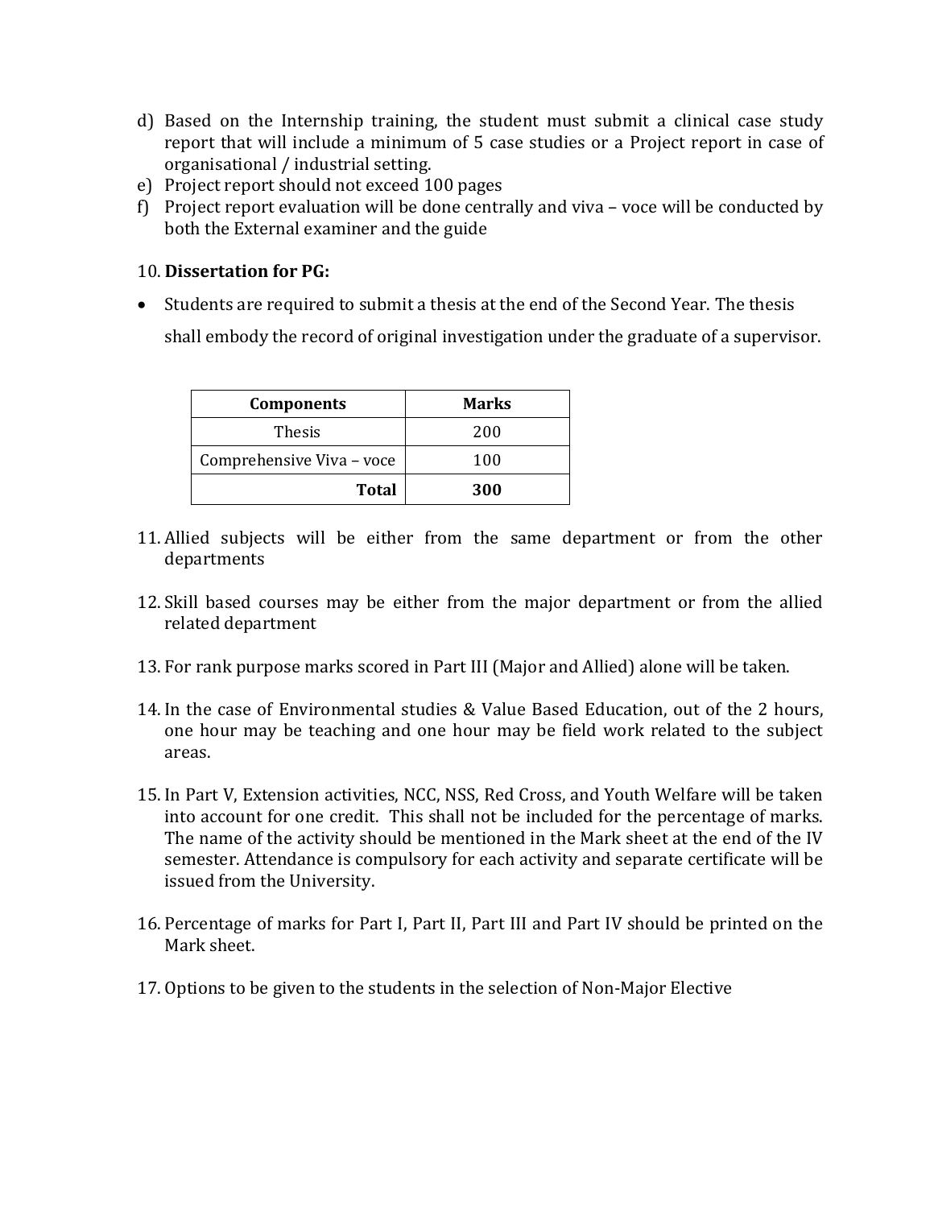d) Based on the Internship training, the student must submit a clinical case study report that will include a minimum of 5 case studies or a Project report in case of organisational / industrial setting.
e) Project report should not exceed 100 pages
f) Project report evaluation will be done centrally and viva – voce will be conducted by both the External examiner and the guide

10. **Dissertation for PG:**

- Students are required to submit a thesis at the end of the Second Year. The thesis shall embody the record of original investigation under the graduate of a supervisor.

| Components | Marks |
|---|---|
| Thesis | 200 |
| Comprehensive Viva – voce | 100 |
| **Total** | **300** |

11. Allied subjects will be either from the same department or from the other departments

12. Skill based courses may be either from the major department or from the allied related department

13. For rank purpose marks scored in Part III (Major and Allied) alone will be taken.

14. In the case of Environmental studies & Value Based Education, out of the 2 hours, one hour may be teaching and one hour may be field work related to the subject areas.

15. In Part V, Extension activities, NCC, NSS, Red Cross, and Youth Welfare will be taken into account for one credit. This shall not be included for the percentage of marks. The name of the activity should be mentioned in the Mark sheet at the end of the IV semester. Attendance is compulsory for each activity and separate certificate will be issued from the University.

16. Percentage of marks for Part I, Part II, Part III and Part IV should be printed on the Mark sheet.

17. Options to be given to the students in the selection of Non-Major Elective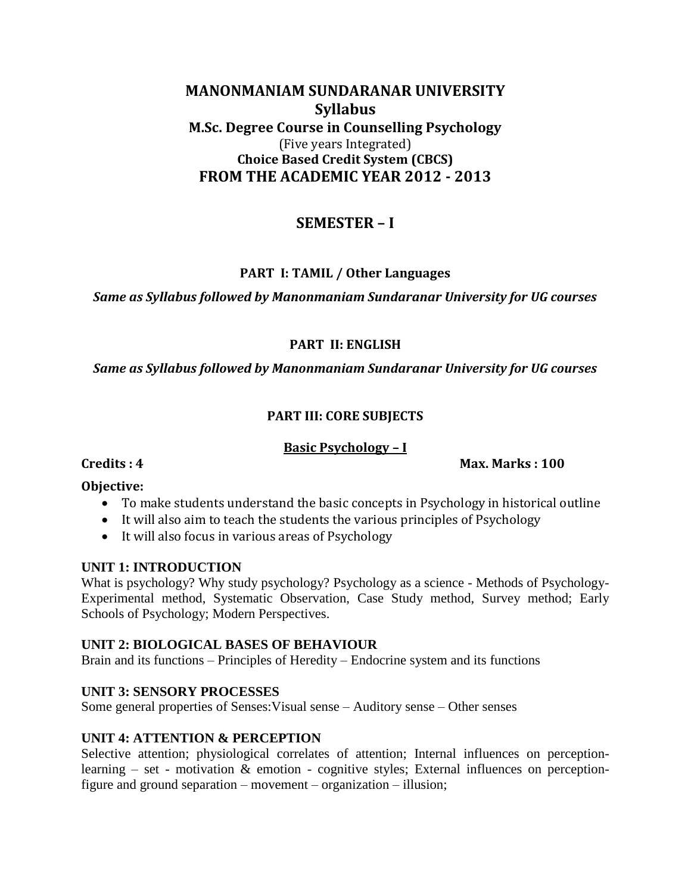# MANONMANIAM SUNDARANAR UNIVERSITY

## Syllabus

### M.Sc. Degree Course in Counselling Psychology

(Five years Integrated)

**Choice Based Credit System (CBCS)**

**FROM THE ACADEMIC YEAR 2012 - 2013**

## SEMESTER – I

### PART I: TAMIL / Other Languages

***Same as Syllabus followed by Manonmaniam Sundaranar University for UG courses***

### PART II: ENGLISH

***Same as Syllabus followed by Manonmaniam Sundaranar University for UG courses***

### PART III: CORE SUBJECTS

**Basic Psychology – I**

**Credits : 4** **Max. Marks : 100**

**Objective:**

- To make students understand the basic concepts in Psychology in historical outline
- It will also aim to teach the students the various principles of Psychology
- It will also focus in various areas of Psychology

**UNIT 1: INTRODUCTION**

What is psychology? Why study psychology? Psychology as a science - Methods of Psychology- Experimental method, Systematic Observation, Case Study method, Survey method; Early Schools of Psychology; Modern Perspectives.

**UNIT 2: BIOLOGICAL BASES OF BEHAVIOUR**

Brain and its functions – Principles of Heredity – Endocrine system and its functions

**UNIT 3: SENSORY PROCESSES**

Some general properties of Senses:Visual sense – Auditory sense – Other senses

**UNIT 4: ATTENTION & PERCEPTION**

Selective attention; physiological correlates of attention; Internal influences on perception- learning – set - motivation & emotion - cognitive styles; External influences on perception- figure and ground separation – movement – organization – illusion;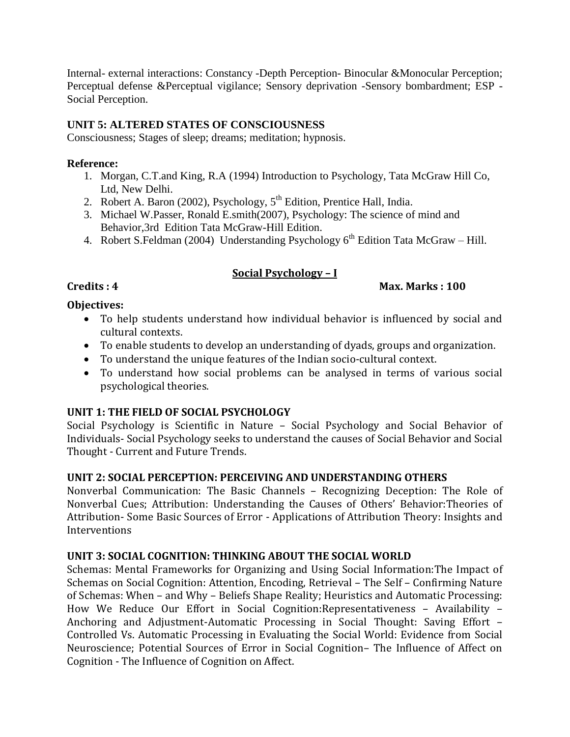Internal- external interactions: Constancy -Depth Perception- Binocular &Monocular Perception; Perceptual defense &Perceptual vigilance; Sensory deprivation -Sensory bombardment; ESP - Social Perception.

### UNIT 5: ALTERED STATES OF CONSCIOUSNESS

Consciousness; Stages of sleep; dreams; meditation; hypnosis.

**Reference:**

1. Morgan, C.T.and King, R.A (1994) Introduction to Psychology, Tata McGraw Hill Co, Ltd, New Delhi.
2. Robert A. Baron (2002), Psychology, 5th Edition, Prentice Hall, India.
3. Michael W.Passer, Ronald E.smith(2007), Psychology: The science of mind and Behavior,3rd Edition Tata McGraw-Hill Edition.
4. Robert S.Feldman (2004) Understanding Psychology 6th Edition Tata McGraw – Hill.

## Social Psychology – I

**Credits : 4** **Max. Marks : 100**

**Objectives:**

- To help students understand how individual behavior is influenced by social and cultural contexts.
- To enable students to develop an understanding of dyads, groups and organization.
- To understand the unique features of the Indian socio-cultural context.
- To understand how social problems can be analysed in terms of various social psychological theories.

### UNIT 1: THE FIELD OF SOCIAL PSYCHOLOGY

Social Psychology is Scientific in Nature – Social Psychology and Social Behavior of Individuals- Social Psychology seeks to understand the causes of Social Behavior and Social Thought - Current and Future Trends.

### UNIT 2: SOCIAL PERCEPTION: PERCEIVING AND UNDERSTANDING OTHERS

Nonverbal Communication: The Basic Channels – Recognizing Deception: The Role of Nonverbal Cues; Attribution: Understanding the Causes of Others' Behavior:Theories of Attribution- Some Basic Sources of Error - Applications of Attribution Theory: Insights and Interventions

### UNIT 3: SOCIAL COGNITION: THINKING ABOUT THE SOCIAL WORLD

Schemas: Mental Frameworks for Organizing and Using Social Information:The Impact of Schemas on Social Cognition: Attention, Encoding, Retrieval – The Self – Confirming Nature of Schemas: When – and Why – Beliefs Shape Reality; Heuristics and Automatic Processing: How We Reduce Our Effort in Social Cognition:Representativeness – Availability – Anchoring and Adjustment-Automatic Processing in Social Thought: Saving Effort – Controlled Vs. Automatic Processing in Evaluating the Social World: Evidence from Social Neuroscience; Potential Sources of Error in Social Cognition– The Influence of Affect on Cognition - The Influence of Cognition on Affect.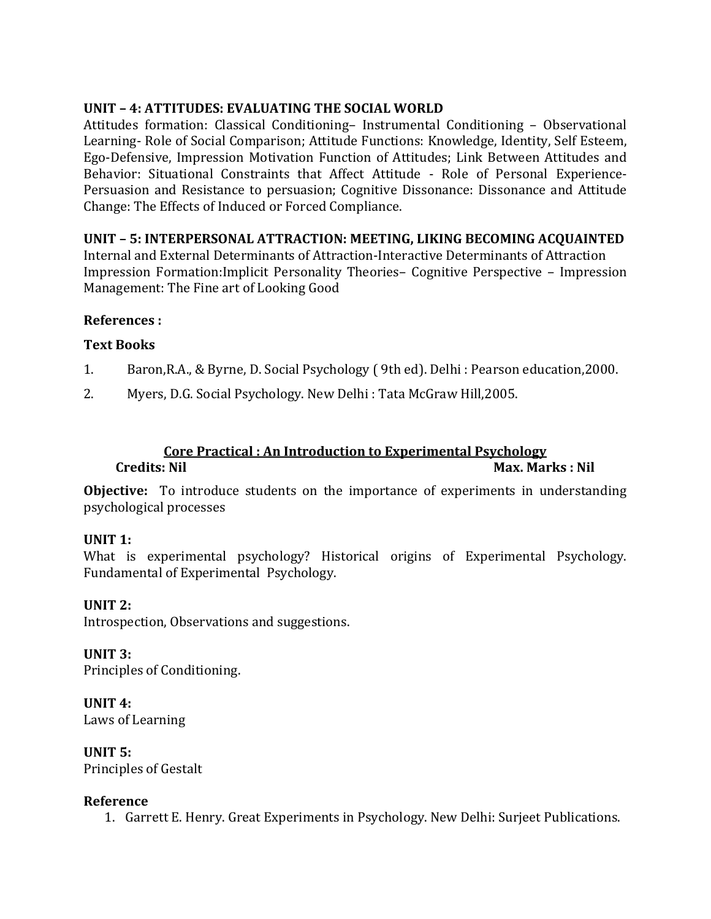**UNIT – 4: ATTITUDES: EVALUATING THE SOCIAL WORLD**

Attitudes formation: Classical Conditioning– Instrumental Conditioning – Observational Learning- Role of Social Comparison; Attitude Functions: Knowledge, Identity, Self Esteem, Ego-Defensive, Impression Motivation Function of Attitudes; Link Between Attitudes and Behavior: Situational Constraints that Affect Attitude - Role of Personal Experience-Persuasion and Resistance to persuasion; Cognitive Dissonance: Dissonance and Attitude Change: The Effects of Induced or Forced Compliance.

**UNIT – 5: INTERPERSONAL ATTRACTION: MEETING, LIKING BECOMING ACQUAINTED**

Internal and External Determinants of Attraction-Interactive Determinants of Attraction Impression Formation:Implicit Personality Theories– Cognitive Perspective – Impression Management: The Fine art of Looking Good

**References :**

**Text Books**

1. Baron,R.A., & Byrne, D. Social Psychology ( 9th ed). Delhi : Pearson education,2000.
2. Myers, D.G. Social Psychology. New Delhi : Tata McGraw Hill,2005.

## Core Practical : An Introduction to Experimental Psychology

**Credits: Nil** **Max. Marks : Nil**

**Objective:** To introduce students on the importance of experiments in understanding psychological processes

**UNIT 1:**

What is experimental psychology? Historical origins of Experimental Psychology. Fundamental of Experimental Psychology.

**UNIT 2:**

Introspection, Observations and suggestions.

**UNIT 3:**

Principles of Conditioning.

**UNIT 4:**

Laws of Learning

**UNIT 5:**

Principles of Gestalt

**Reference**

1. Garrett E. Henry. Great Experiments in Psychology. New Delhi: Surjeet Publications.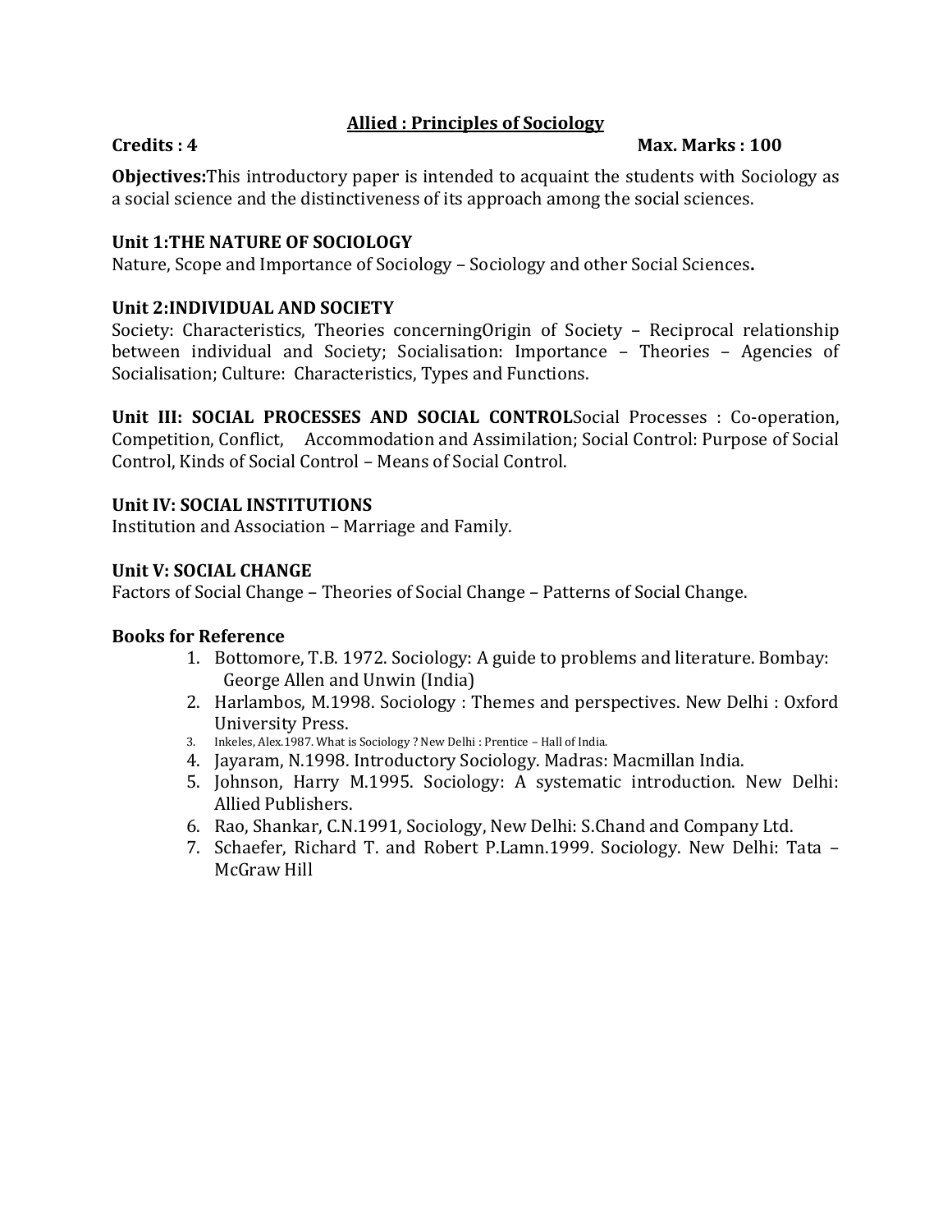## Allied : Principles of Sociology

**Credits : 4** **Max. Marks : 100**

**Objectives:**This introductory paper is intended to acquaint the students with Sociology as a social science and the distinctiveness of its approach among the social sciences.

**Unit 1:THE NATURE OF SOCIOLOGY**
Nature, Scope and Importance of Sociology – Sociology and other Social Sciences**.**

**Unit 2:INDIVIDUAL AND SOCIETY**
Society: Characteristics, Theories concerningOrigin of Society – Reciprocal relationship between individual and Society; Socialisation: Importance – Theories – Agencies of Socialisation; Culture: Characteristics, Types and Functions.

**Unit III: SOCIAL PROCESSES AND SOCIAL CONTROL**Social Processes : Co-operation, Competition, Conflict, Accommodation and Assimilation; Social Control: Purpose of Social Control, Kinds of Social Control – Means of Social Control.

**Unit IV: SOCIAL INSTITUTIONS**
Institution and Association – Marriage and Family.

**Unit V: SOCIAL CHANGE**
Factors of Social Change – Theories of Social Change – Patterns of Social Change.

**Books for Reference**

1. Bottomore, T.B. 1972. Sociology: A guide to problems and literature. Bombay: George Allen and Unwin (India)
2. Harlambos, M.1998. Sociology : Themes and perspectives. New Delhi : Oxford University Press.
3. Inkeles, Alex.1987. What is Sociology ? New Delhi : Prentice – Hall of India.
4. Jayaram, N.1998. Introductory Sociology. Madras: Macmillan India.
5. Johnson, Harry M.1995. Sociology: A systematic introduction. New Delhi: Allied Publishers.
6. Rao, Shankar, C.N.1991, Sociology, New Delhi: S.Chand and Company Ltd.
7. Schaefer, Richard T. and Robert P.Lamn.1999. Sociology. New Delhi: Tata – McGraw Hill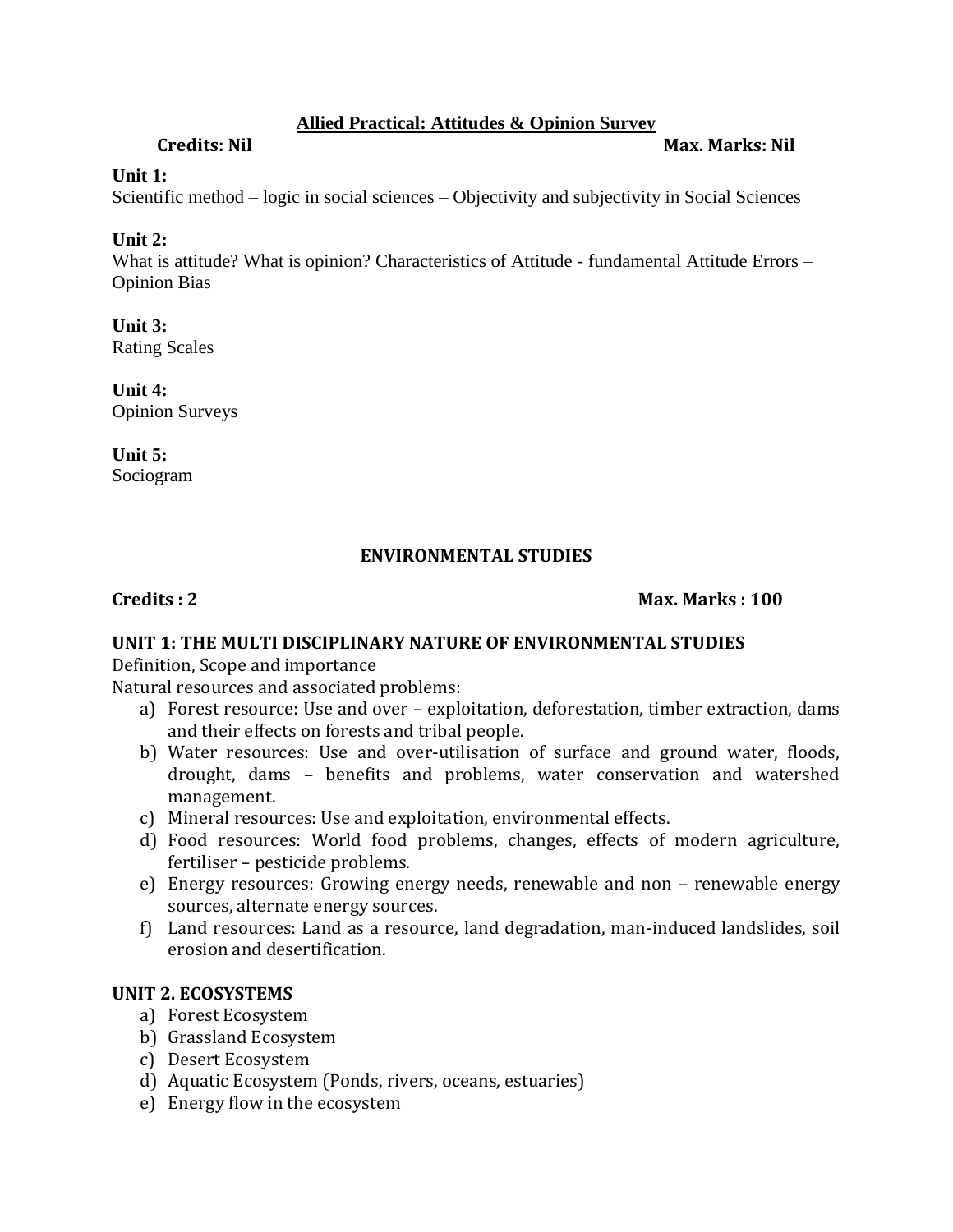## Allied Practical: Attitudes & Opinion Survey

**Credits: Nil** **Max. Marks: Nil**

**Unit 1:**
Scientific method – logic in social sciences – Objectivity and subjectivity in Social Sciences

**Unit 2:**
What is attitude? What is opinion? Characteristics of Attitude - fundamental Attitude Errors – Opinion Bias

**Unit 3:**
Rating Scales

**Unit 4:**
Opinion Surveys

**Unit 5:**
Sociogram

## ENVIRONMENTAL STUDIES

**Credits : 2** **Max. Marks : 100**

### UNIT 1: THE MULTI DISCIPLINARY NATURE OF ENVIRONMENTAL STUDIES

Definition, Scope and importance
Natural resources and associated problems:

a) Forest resource: Use and over – exploitation, deforestation, timber extraction, dams and their effects on forests and tribal people.
b) Water resources: Use and over-utilisation of surface and ground water, floods, drought, dams – benefits and problems, water conservation and watershed management.
c) Mineral resources: Use and exploitation, environmental effects.
d) Food resources: World food problems, changes, effects of modern agriculture, fertiliser – pesticide problems.
e) Energy resources: Growing energy needs, renewable and non – renewable energy sources, alternate energy sources.
f) Land resources: Land as a resource, land degradation, man-induced landslides, soil erosion and desertification.

### UNIT 2. ECOSYSTEMS

a) Forest Ecosystem
b) Grassland Ecosystem
c) Desert Ecosystem
d) Aquatic Ecosystem (Ponds, rivers, oceans, estuaries)
e) Energy flow in the ecosystem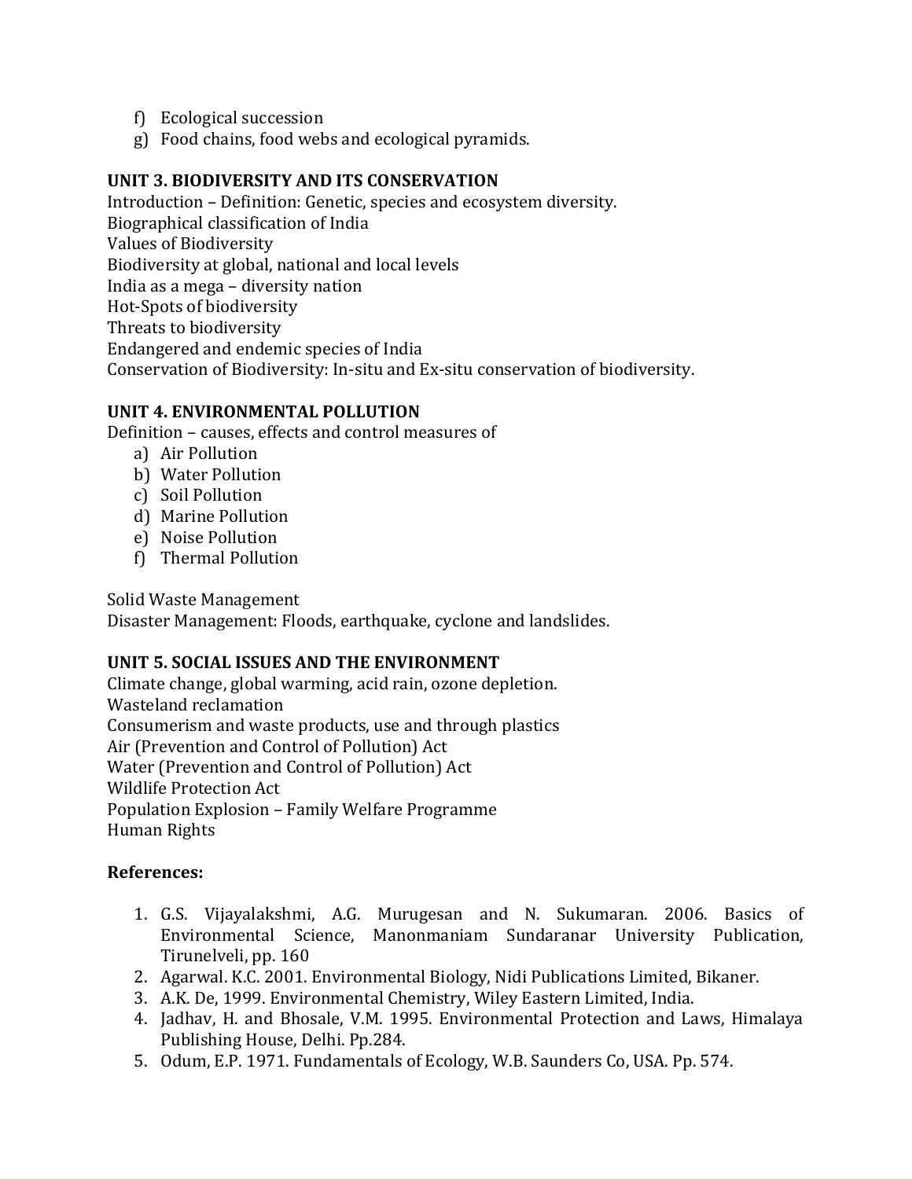f) Ecological succession
g) Food chains, food webs and ecological pyramids.

**UNIT 3. BIODIVERSITY AND ITS CONSERVATION**

Introduction – Definition: Genetic, species and ecosystem diversity.
Biographical classification of India
Values of Biodiversity
Biodiversity at global, national and local levels
India as a mega – diversity nation
Hot-Spots of biodiversity
Threats to biodiversity
Endangered and endemic species of India
Conservation of Biodiversity: In-situ and Ex-situ conservation of biodiversity.

**UNIT 4. ENVIRONMENTAL POLLUTION**

Definition – causes, effects and control measures of

a) Air Pollution
b) Water Pollution
c) Soil Pollution
d) Marine Pollution
e) Noise Pollution
f) Thermal Pollution

Solid Waste Management
Disaster Management: Floods, earthquake, cyclone and landslides.

**UNIT 5. SOCIAL ISSUES AND THE ENVIRONMENT**

Climate change, global warming, acid rain, ozone depletion.
Wasteland reclamation
Consumerism and waste products, use and through plastics
Air (Prevention and Control of Pollution) Act
Water (Prevention and Control of Pollution) Act
Wildlife Protection Act
Population Explosion – Family Welfare Programme
Human Rights

**References:**

1. G.S. Vijayalakshmi, A.G. Murugesan and N. Sukumaran. 2006. Basics of Environmental Science, Manonmaniam Sundaranar University Publication, Tirunelveli, pp. 160
2. Agarwal. K.C. 2001. Environmental Biology, Nidi Publications Limited, Bikaner.
3. A.K. De, 1999. Environmental Chemistry, Wiley Eastern Limited, India.
4. Jadhav, H. and Bhosale, V.M. 1995. Environmental Protection and Laws, Himalaya Publishing House, Delhi. Pp.284.
5. Odum, E.P. 1971. Fundamentals of Ecology, W.B. Saunders Co, USA. Pp. 574.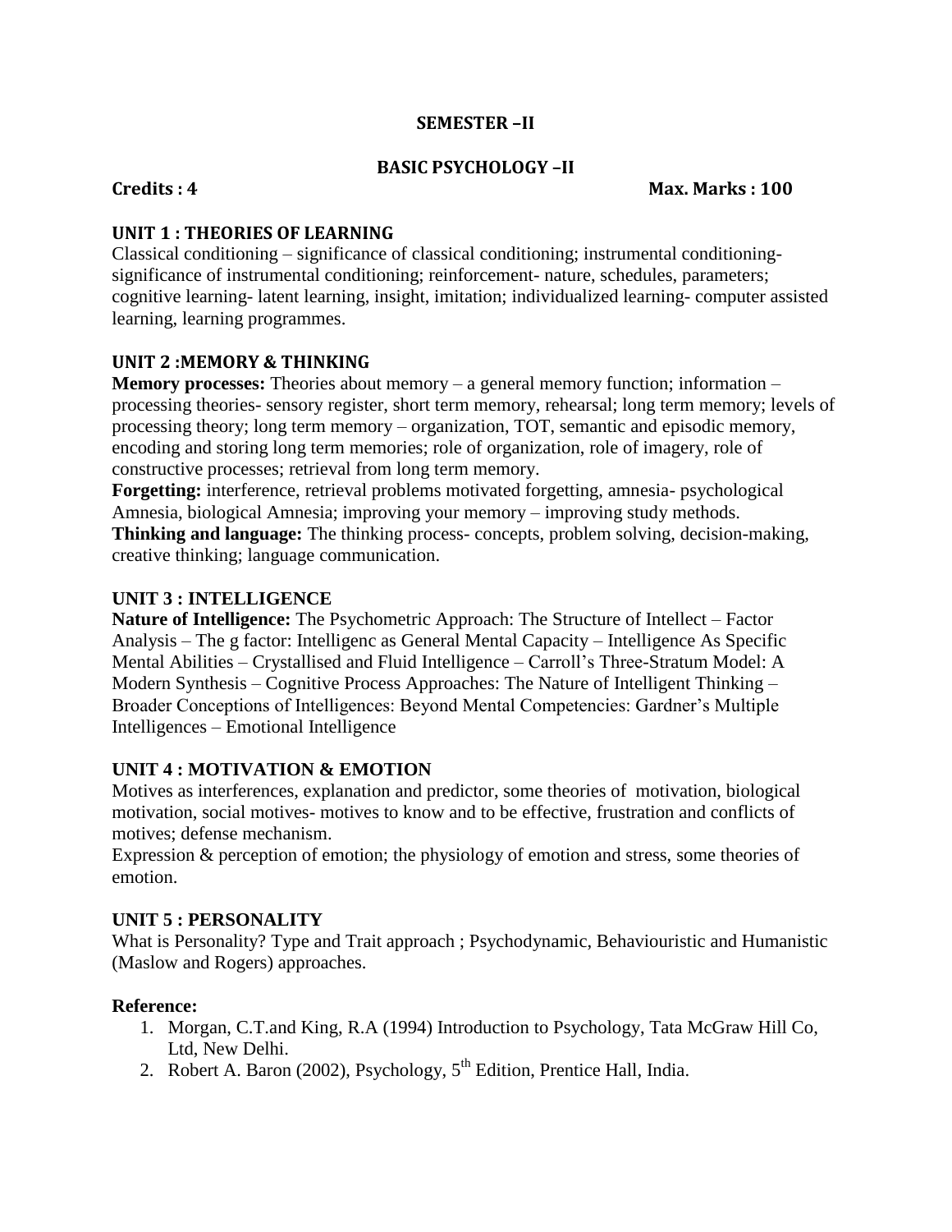## SEMESTER –II

## BASIC PSYCHOLOGY –II

**Credits : 4** **Max. Marks : 100**

### UNIT 1 : THEORIES OF LEARNING

Classical conditioning – significance of classical conditioning; instrumental conditioning-significance of instrumental conditioning; reinforcement- nature, schedules, parameters; cognitive learning- latent learning, insight, imitation; individualized learning- computer assisted learning, learning programmes.

### UNIT 2 :MEMORY & THINKING

**Memory processes:** Theories about memory – a general memory function; information – processing theories- sensory register, short term memory, rehearsal; long term memory; levels of processing theory; long term memory – organization, TOT, semantic and episodic memory, encoding and storing long term memories; role of organization, role of imagery, role of constructive processes; retrieval from long term memory.

**Forgetting:** interference, retrieval problems motivated forgetting, amnesia- psychological Amnesia, biological Amnesia; improving your memory – improving study methods.

**Thinking and language:** The thinking process- concepts, problem solving, decision-making, creative thinking; language communication.

### UNIT 3 : INTELLIGENCE

**Nature of Intelligence:** The Psychometric Approach: The Structure of Intellect – Factor Analysis – The g factor: Intelligenc as General Mental Capacity – Intelligence As Specific Mental Abilities – Crystallised and Fluid Intelligence – Carroll's Three-Stratum Model: A Modern Synthesis – Cognitive Process Approaches: The Nature of Intelligent Thinking – Broader Conceptions of Intelligences: Beyond Mental Competencies: Gardner's Multiple Intelligences – Emotional Intelligence

### UNIT 4 : MOTIVATION & EMOTION

Motives as interferences, explanation and predictor, some theories of motivation, biological motivation, social motives- motives to know and to be effective, frustration and conflicts of motives; defense mechanism.

Expression & perception of emotion; the physiology of emotion and stress, some theories of emotion.

### UNIT 5 : PERSONALITY

What is Personality? Type and Trait approach ; Psychodynamic, Behaviouristic and Humanistic (Maslow and Rogers) approaches.

**Reference:**

1. Morgan, C.T.and King, R.A (1994) Introduction to Psychology, Tata McGraw Hill Co, Ltd, New Delhi.
2. Robert A. Baron (2002), Psychology, 5th Edition, Prentice Hall, India.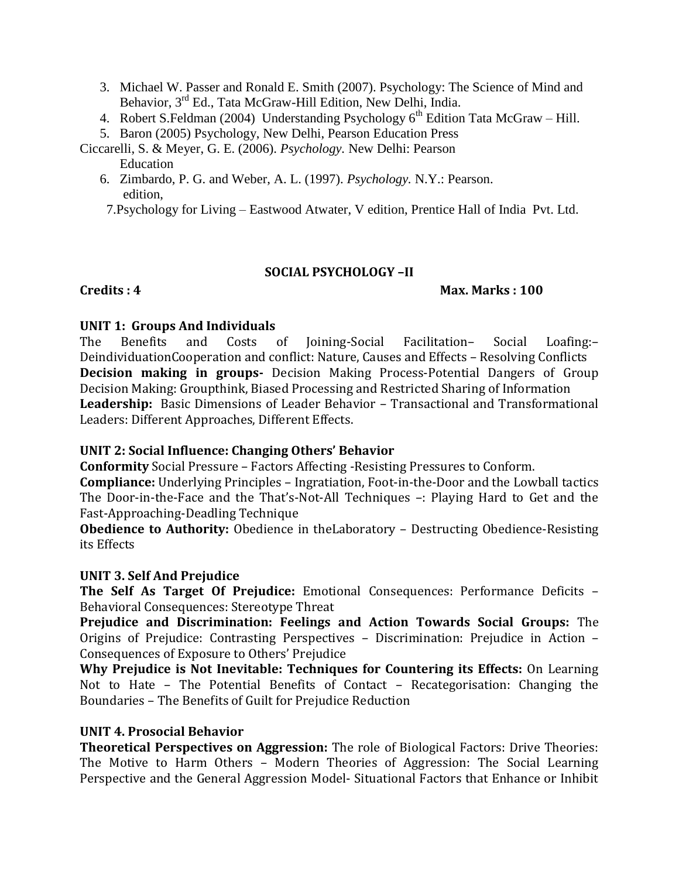3. Michael W. Passer and Ronald E. Smith (2007). Psychology: The Science of Mind and Behavior, 3rd Ed., Tata McGraw-Hill Edition, New Delhi, India.
4. Robert S.Feldman (2004) Understanding Psychology 6th Edition Tata McGraw – Hill.
5. Baron (2005) Psychology, New Delhi, Pearson Education Press

Ciccarelli, S. & Meyer, G. E. (2006). *Psychology.* New Delhi: Pearson Education

6. Zimbardo, P. G. and Weber, A. L. (1997). *Psychology.* N.Y.: Pearson. edition,
7. Psychology for Living – Eastwood Atwater, V edition, Prentice Hall of India Pvt. Ltd.

## SOCIAL PSYCHOLOGY –II

**Credits : 4** **Max. Marks : 100**

**UNIT 1: Groups And Individuals**

The Benefits and Costs of Joining-Social Facilitation– Social Loafing:– DeindividuationCooperation and conflict: Nature, Causes and Effects – Resolving Conflicts

**Decision making in groups-** Decision Making Process-Potential Dangers of Group Decision Making: Groupthink, Biased Processing and Restricted Sharing of Information

**Leadership:** Basic Dimensions of Leader Behavior – Transactional and Transformational Leaders: Different Approaches, Different Effects.

**UNIT 2: Social Influence: Changing Others' Behavior**

**Conformity** Social Pressure – Factors Affecting -Resisting Pressures to Conform.

**Compliance:** Underlying Principles – Ingratiation, Foot-in-the-Door and the Lowball tactics The Door-in-the-Face and the That's-Not-All Techniques –: Playing Hard to Get and the Fast-Approaching-Deadling Technique

**Obedience to Authority:** Obedience in theLaboratory – Destructing Obedience-Resisting its Effects

**UNIT 3. Self And Prejudice**

**The Self As Target Of Prejudice:** Emotional Consequences: Performance Deficits – Behavioral Consequences: Stereotype Threat

**Prejudice and Discrimination: Feelings and Action Towards Social Groups:** The Origins of Prejudice: Contrasting Perspectives – Discrimination: Prejudice in Action – Consequences of Exposure to Others' Prejudice

**Why Prejudice is Not Inevitable: Techniques for Countering its Effects:** On Learning Not to Hate – The Potential Benefits of Contact – Recategorisation: Changing the Boundaries – The Benefits of Guilt for Prejudice Reduction

**UNIT 4. Prosocial Behavior**

**Theoretical Perspectives on Aggression:** The role of Biological Factors: Drive Theories: The Motive to Harm Others – Modern Theories of Aggression: The Social Learning Perspective and the General Aggression Model- Situational Factors that Enhance or Inhibit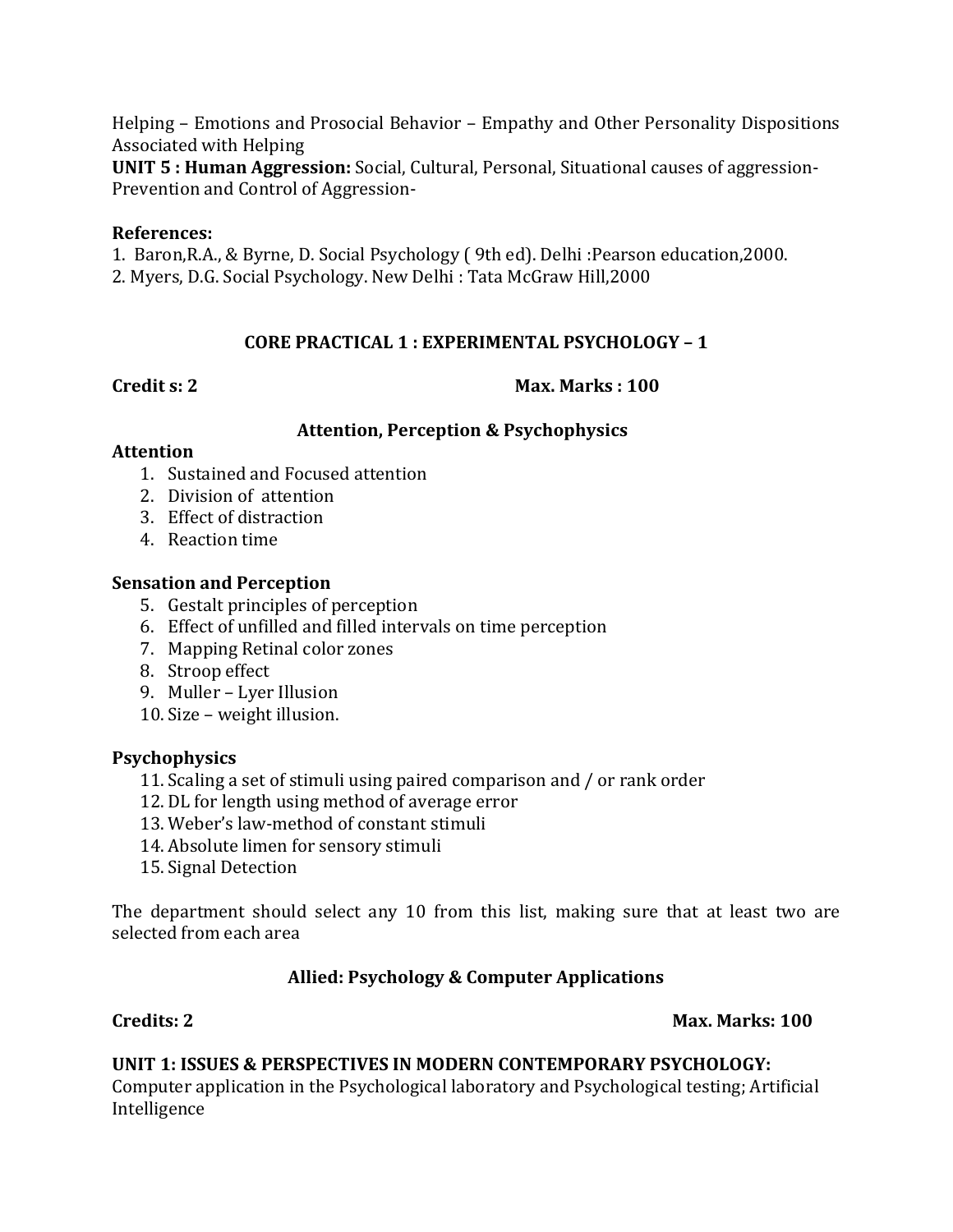Helping – Emotions and Prosocial Behavior – Empathy and Other Personality Dispositions Associated with Helping

**UNIT 5 : Human Aggression:** Social, Cultural, Personal, Situational causes of aggression- Prevention and Control of Aggression-

**References:**

1. Baron,R.A., & Byrne, D. Social Psychology ( 9th ed). Delhi :Pearson education,2000.
2. Myers, D.G. Social Psychology. New Delhi : Tata McGraw Hill,2000

## CORE PRACTICAL 1 : EXPERIMENTAL PSYCHOLOGY – 1

**Credit s: 2** **Max. Marks : 100**

### Attention, Perception & Psychophysics

**Attention**

1. Sustained and Focused attention
2. Division of attention
3. Effect of distraction
4. Reaction time

**Sensation and Perception**

5. Gestalt principles of perception
6. Effect of unfilled and filled intervals on time perception
7. Mapping Retinal color zones
8. Stroop effect
9. Muller – Lyer Illusion
10. Size – weight illusion.

**Psychophysics**

11. Scaling a set of stimuli using paired comparison and / or rank order
12. DL for length using method of average error
13. Weber's law-method of constant stimuli
14. Absolute limen for sensory stimuli
15. Signal Detection

The department should select any 10 from this list, making sure that at least two are selected from each area

## Allied: Psychology & Computer Applications

**Credits: 2** **Max. Marks: 100**

**UNIT 1: ISSUES & PERSPECTIVES IN MODERN CONTEMPORARY PSYCHOLOGY:** Computer application in the Psychological laboratory and Psychological testing; Artificial Intelligence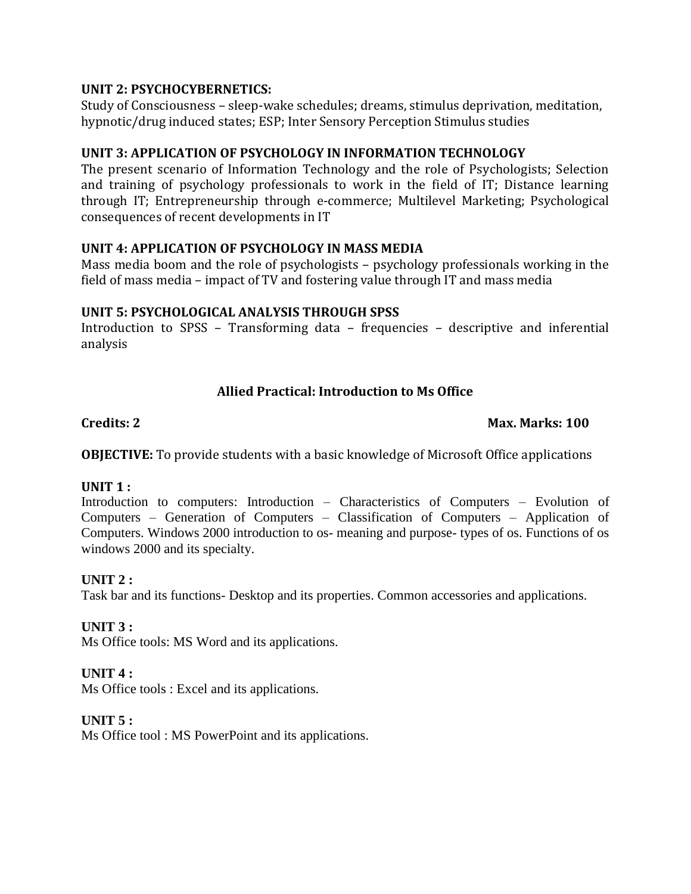**UNIT 2: PSYCHOCYBERNETICS:**
Study of Consciousness – sleep-wake schedules; dreams, stimulus deprivation, meditation, hypnotic/drug induced states; ESP; Inter Sensory Perception Stimulus studies

**UNIT 3: APPLICATION OF PSYCHOLOGY IN INFORMATION TECHNOLOGY**
The present scenario of Information Technology and the role of Psychologists; Selection and training of psychology professionals to work in the field of IT; Distance learning through IT; Entrepreneurship through e-commerce; Multilevel Marketing; Psychological consequences of recent developments in IT

**UNIT 4: APPLICATION OF PSYCHOLOGY IN MASS MEDIA**
Mass media boom and the role of psychologists – psychology professionals working in the field of mass media – impact of TV and fostering value through IT and mass media

**UNIT 5: PSYCHOLOGICAL ANALYSIS THROUGH SPSS**
Introduction to SPSS – Transforming data – frequencies – descriptive and inferential analysis

## Allied Practical: Introduction to Ms Office

**Credits: 2** **Max. Marks: 100**

**OBJECTIVE:** To provide students with a basic knowledge of Microsoft Office applications

**UNIT 1 :**
Introduction to computers: Introduction – Characteristics of Computers – Evolution of Computers – Generation of Computers – Classification of Computers – Application of Computers. Windows 2000 introduction to os- meaning and purpose- types of os. Functions of os windows 2000 and its specialty.

**UNIT 2 :**
Task bar and its functions- Desktop and its properties. Common accessories and applications.

**UNIT 3 :**
Ms Office tools: MS Word and its applications.

**UNIT 4 :**
Ms Office tools : Excel and its applications.

**UNIT 5 :**
Ms Office tool : MS PowerPoint and its applications.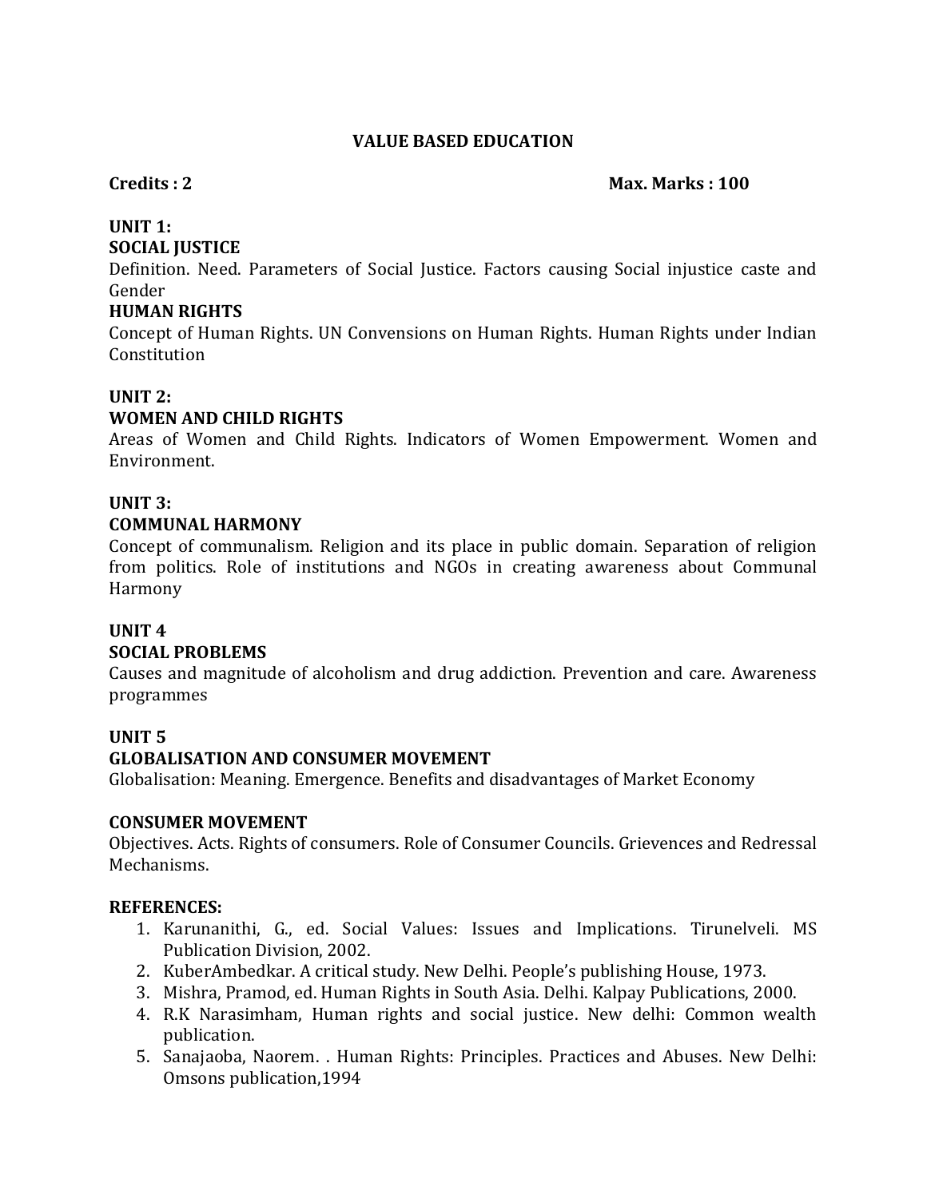# VALUE BASED EDUCATION

**Credits : 2** **Max. Marks : 100**

**UNIT 1:**

**SOCIAL JUSTICE**

Definition. Need. Parameters of Social Justice. Factors causing Social injustice caste and Gender

**HUMAN RIGHTS**

Concept of Human Rights. UN Convensions on Human Rights. Human Rights under Indian Constitution

**UNIT 2:**

**WOMEN AND CHILD RIGHTS**

Areas of Women and Child Rights. Indicators of Women Empowerment. Women and Environment.

**UNIT 3:**

**COMMUNAL HARMONY**

Concept of communalism. Religion and its place in public domain. Separation of religion from politics. Role of institutions and NGOs in creating awareness about Communal Harmony

**UNIT 4**

**SOCIAL PROBLEMS**

Causes and magnitude of alcoholism and drug addiction. Prevention and care. Awareness programmes

**UNIT 5**

**GLOBALISATION AND CONSUMER MOVEMENT**

Globalisation: Meaning. Emergence. Benefits and disadvantages of Market Economy

**CONSUMER MOVEMENT**

Objectives. Acts. Rights of consumers. Role of Consumer Councils. Grievences and Redressal Mechanisms.

**REFERENCES:**

1. Karunanithi, G., ed. Social Values: Issues and Implications. Tirunelveli. MS Publication Division, 2002.
2. KuberAmbedkar. A critical study. New Delhi. People's publishing House, 1973.
3. Mishra, Pramod, ed. Human Rights in South Asia. Delhi. Kalpay Publications, 2000.
4. R.K Narasimham, Human rights and social justice. New delhi: Common wealth publication.
5. Sanajaoba, Naorem. . Human Rights: Principles. Practices and Abuses. New Delhi: Omsons publication,1994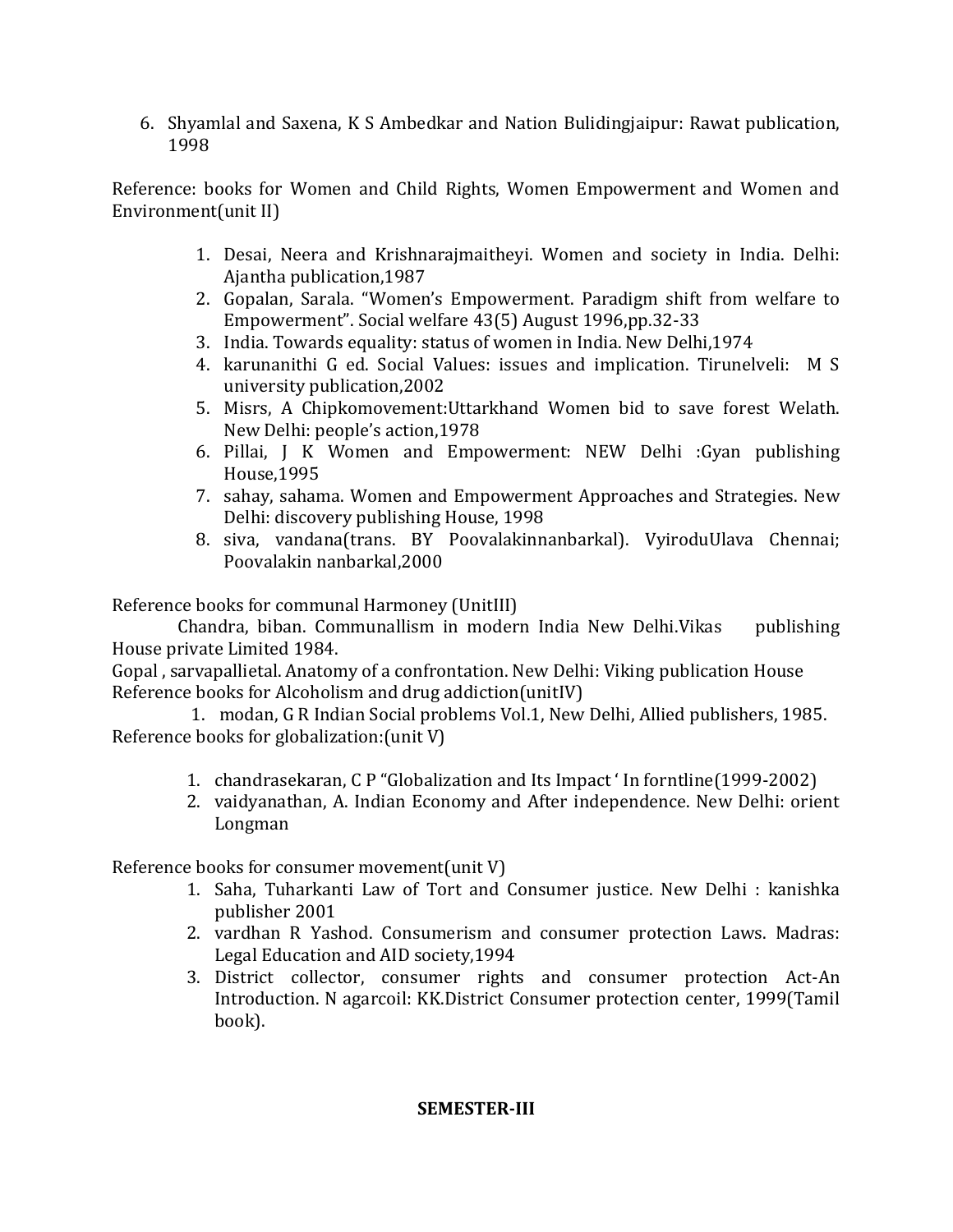6. Shyamlal and Saxena, K S Ambedkar and Nation Bulidingjaipur: Rawat publication, 1998

Reference: books for Women and Child Rights, Women Empowerment and Women and Environment(unit II)

1. Desai, Neera and Krishnarajmaitheyi. Women and society in India. Delhi: Ajantha publication,1987
2. Gopalan, Sarala. "Women's Empowerment. Paradigm shift from welfare to Empowerment". Social welfare 43(5) August 1996,pp.32-33
3. India. Towards equality: status of women in India. New Delhi,1974
4. karunanithi G ed. Social Values: issues and implication. Tirunelveli: M S university publication,2002
5. Misrs, A Chipkomovement:Uttarkhand Women bid to save forest Welath. New Delhi: people's action,1978
6. Pillai, J K Women and Empowerment: NEW Delhi :Gyan publishing House,1995
7. sahay, sahama. Women and Empowerment Approaches and Strategies. New Delhi: discovery publishing House, 1998
8. siva, vandana(trans. BY Poovalakinnanbarkal). VyiroduUlava Chennai; Poovalakin nanbarkal,2000

Reference books for communal Harmoney (UnitIII)

Chandra, biban. Communallism in modern India New Delhi.Vikas publishing House private Limited 1984.

Gopal , sarvapallietal. Anatomy of a confrontation. New Delhi: Viking publication House

Reference books for Alcoholism and drug addiction(unitIV)

1. modan, G R Indian Social problems Vol.1, New Delhi, Allied publishers, 1985.

Reference books for globalization:(unit V)

1. chandrasekaran, C P "Globalization and Its Impact ' In forntline(1999-2002)
2. vaidyanathan, A. Indian Economy and After independence. New Delhi: orient Longman

Reference books for consumer movement(unit V)

1. Saha, Tuharkanti Law of Tort and Consumer justice. New Delhi : kanishka publisher 2001
2. vardhan R Yashod. Consumerism and consumer protection Laws. Madras: Legal Education and AID society,1994
3. District collector, consumer rights and consumer protection Act-An Introduction. N agarcoil: KK.District Consumer protection center, 1999(Tamil book).

**SEMESTER-III**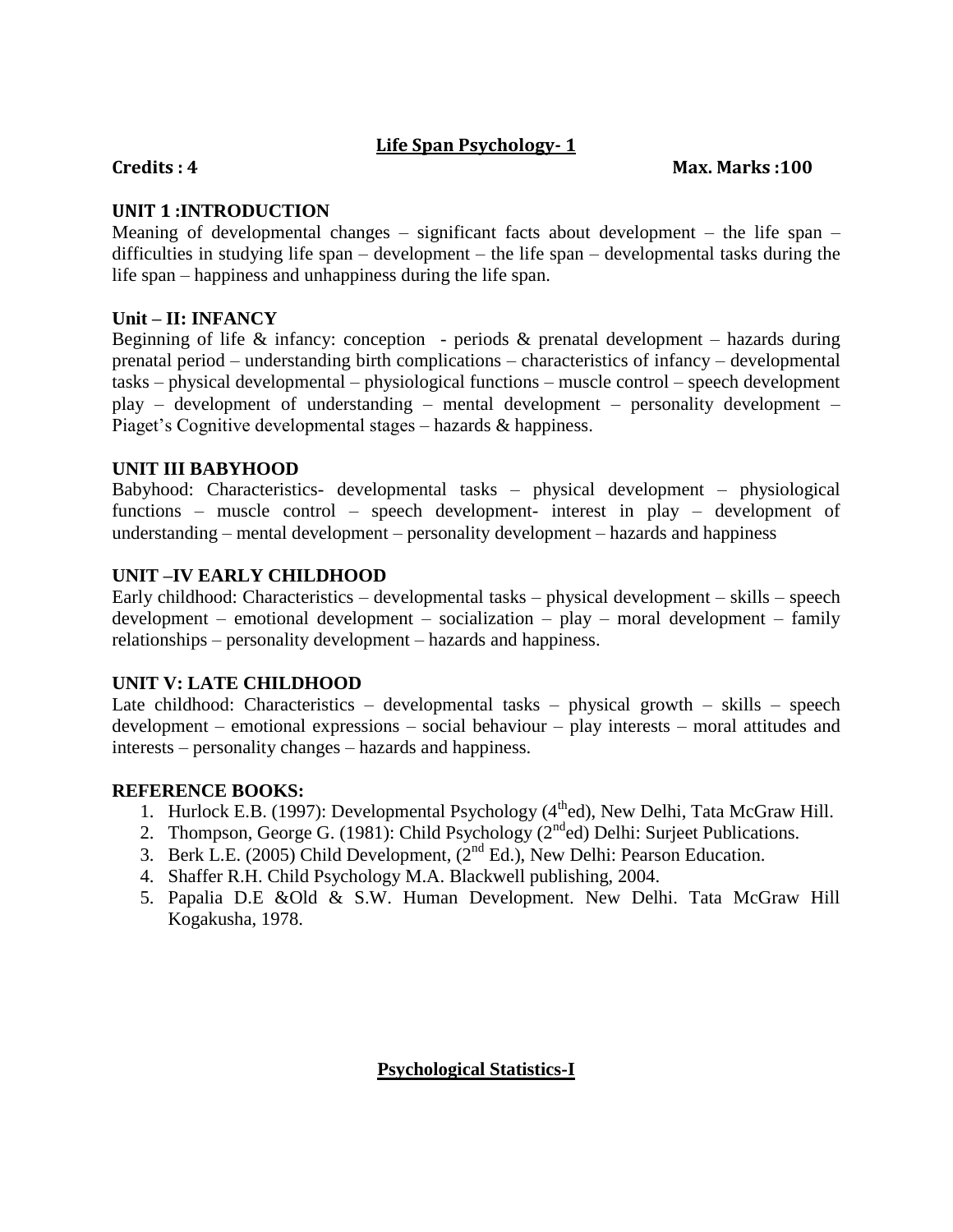## Life Span Psychology- 1

**Credits : 4** **Max. Marks :100**

**UNIT 1 :INTRODUCTION**

Meaning of developmental changes – significant facts about development – the life span – difficulties in studying life span – development – the life span – developmental tasks during the life span – happiness and unhappiness during the life span.

**Unit – II: INFANCY**

Beginning of life & infancy: conception - periods & prenatal development – hazards during prenatal period – understanding birth complications – characteristics of infancy – developmental tasks – physical developmental – physiological functions – muscle control – speech development play – development of understanding – mental development – personality development – Piaget's Cognitive developmental stages – hazards & happiness.

**UNIT III BABYHOOD**

Babyhood: Characteristics- developmental tasks – physical development – physiological functions – muscle control – speech development- interest in play – development of understanding – mental development – personality development – hazards and happiness

**UNIT –IV EARLY CHILDHOOD**

Early childhood: Characteristics – developmental tasks – physical development – skills – speech development – emotional development – socialization – play – moral development – family relationships – personality development – hazards and happiness.

**UNIT V: LATE CHILDHOOD**

Late childhood: Characteristics – developmental tasks – physical growth – skills – speech development – emotional expressions – social behaviour – play interests – moral attitudes and interests – personality changes – hazards and happiness.

**REFERENCE BOOKS:**

1. Hurlock E.B. (1997): Developmental Psychology (4th ed), New Delhi, Tata McGraw Hill.
2. Thompson, George G. (1981): Child Psychology (2nd ed) Delhi: Surjeet Publications.
3. Berk L.E. (2005) Child Development, (2nd Ed.), New Delhi: Pearson Education.
4. Shaffer R.H. Child Psychology M.A. Blackwell publishing, 2004.
5. Papalia D.E &Old & S.W. Human Development. New Delhi. Tata McGraw Hill Kogakusha, 1978.

## Psychological Statistics-I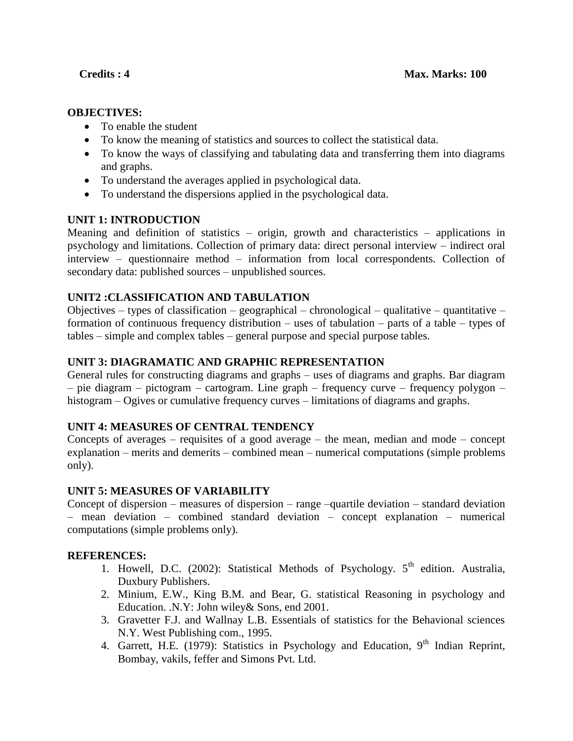**Credits : 4** **Max. Marks: 100**

**OBJECTIVES:**

- To enable the student
- To know the meaning of statistics and sources to collect the statistical data.
- To know the ways of classifying and tabulating data and transferring them into diagrams and graphs.
- To understand the averages applied in psychological data.
- To understand the dispersions applied in the psychological data.

**UNIT 1: INTRODUCTION**

Meaning and definition of statistics – origin, growth and characteristics – applications in psychology and limitations. Collection of primary data: direct personal interview – indirect oral interview – questionnaire method – information from local correspondents. Collection of secondary data: published sources – unpublished sources.

**UNIT2 :CLASSIFICATION AND TABULATION**

Objectives – types of classification – geographical – chronological – qualitative – quantitative – formation of continuous frequency distribution – uses of tabulation – parts of a table – types of tables – simple and complex tables – general purpose and special purpose tables.

**UNIT 3: DIAGRAMATIC AND GRAPHIC REPRESENTATION**

General rules for constructing diagrams and graphs – uses of diagrams and graphs. Bar diagram – pie diagram – pictogram – cartogram. Line graph – frequency curve – frequency polygon – histogram – Ogives or cumulative frequency curves – limitations of diagrams and graphs.

**UNIT 4: MEASURES OF CENTRAL TENDENCY**

Concepts of averages – requisites of a good average – the mean, median and mode – concept explanation – merits and demerits – combined mean – numerical computations (simple problems only).

**UNIT 5: MEASURES OF VARIABILITY**

Concept of dispersion – measures of dispersion – range –quartile deviation – standard deviation – mean deviation – combined standard deviation – concept explanation – numerical computations (simple problems only).

**REFERENCES:**

1. Howell, D.C. (2002): Statistical Methods of Psychology. 5th edition. Australia, Duxbury Publishers.
2. Minium, E.W., King B.M. and Bear, G. statistical Reasoning in psychology and Education. .N.Y: John wiley& Sons, end 2001.
3. Gravetter F.J. and Wallnay L.B. Essentials of statistics for the Behavional sciences N.Y. West Publishing com., 1995.
4. Garrett, H.E. (1979): Statistics in Psychology and Education, 9th Indian Reprint, Bombay, vakils, feffer and Simons Pvt. Ltd.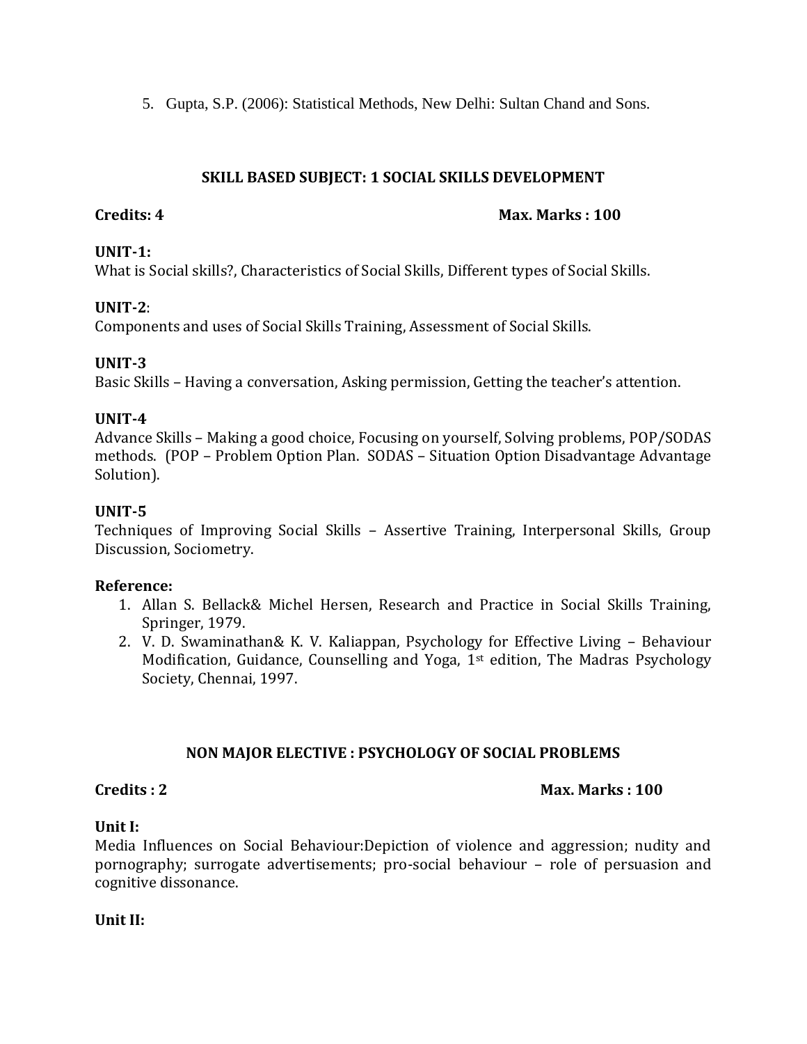5. Gupta, S.P. (2006): Statistical Methods, New Delhi: Sultan Chand and Sons.

## SKILL BASED SUBJECT: 1 SOCIAL SKILLS DEVELOPMENT

**Credits: 4** **Max. Marks : 100**

**UNIT-1:**
What is Social skills?, Characteristics of Social Skills, Different types of Social Skills.

**UNIT-2**:
Components and uses of Social Skills Training, Assessment of Social Skills.

**UNIT-3**
Basic Skills – Having a conversation, Asking permission, Getting the teacher's attention.

**UNIT-4**
Advance Skills – Making a good choice, Focusing on yourself, Solving problems, POP/SODAS methods. (POP – Problem Option Plan. SODAS – Situation Option Disadvantage Advantage Solution).

**UNIT-5**
Techniques of Improving Social Skills – Assertive Training, Interpersonal Skills, Group Discussion, Sociometry.

**Reference:**

1. Allan S. Bellack& Michel Hersen, Research and Practice in Social Skills Training, Springer, 1979.
2. V. D. Swaminathan& K. V. Kaliappan, Psychology for Effective Living – Behaviour Modification, Guidance, Counselling and Yoga, 1st edition, The Madras Psychology Society, Chennai, 1997.

## NON MAJOR ELECTIVE : PSYCHOLOGY OF SOCIAL PROBLEMS

**Credits : 2** **Max. Marks : 100**

**Unit I:**
Media Influences on Social Behaviour:Depiction of violence and aggression; nudity and pornography; surrogate advertisements; pro-social behaviour – role of persuasion and cognitive dissonance.

**Unit II:**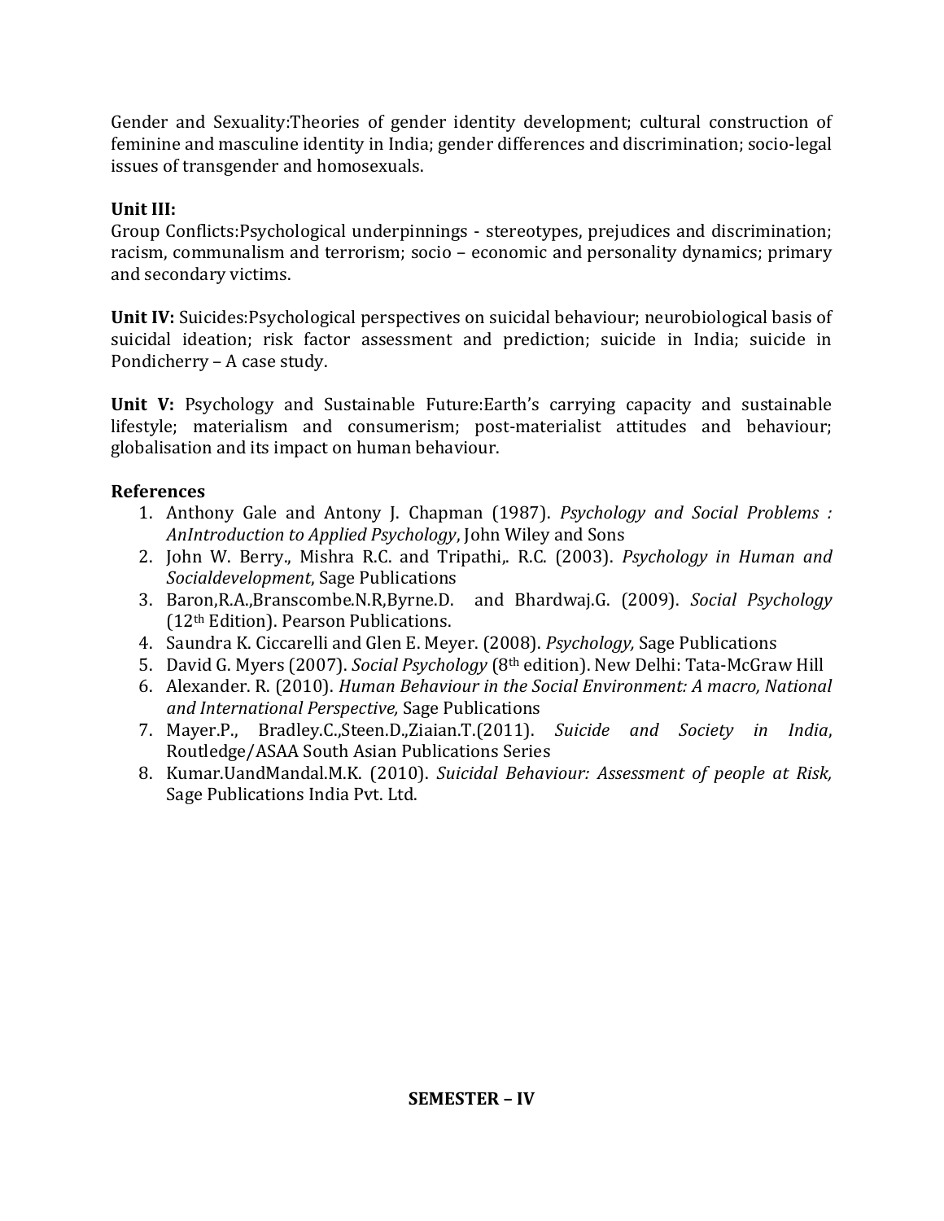Gender and Sexuality:Theories of gender identity development; cultural construction of feminine and masculine identity in India; gender differences and discrimination; socio-legal issues of transgender and homosexuals.

**Unit III:**
Group Conflicts:Psychological underpinnings - stereotypes, prejudices and discrimination; racism, communalism and terrorism; socio – economic and personality dynamics; primary and secondary victims.

**Unit IV:** Suicides:Psychological perspectives on suicidal behaviour; neurobiological basis of suicidal ideation; risk factor assessment and prediction; suicide in India; suicide in Pondicherry – A case study.

**Unit V:** Psychology and Sustainable Future:Earth's carrying capacity and sustainable lifestyle; materialism and consumerism; post-materialist attitudes and behaviour; globalisation and its impact on human behaviour.

### References

1. Anthony Gale and Antony J. Chapman (1987). *Psychology and Social Problems : AnIntroduction to Applied Psychology*, John Wiley and Sons
2. John W. Berry., Mishra R.C. and Tripathi,. R.C. (2003). *Psychology in Human and Socialdevelopment*, Sage Publications
3. Baron,R.A.,Branscombe.N.R,Byrne.D. and Bhardwaj.G. (2009). *Social Psychology* (12th Edition). Pearson Publications.
4. Saundra K. Ciccarelli and Glen E. Meyer. (2008). *Psychology,* Sage Publications
5. David G. Myers (2007). *Social Psychology* (8th edition). New Delhi: Tata-McGraw Hill
6. Alexander. R. (2010). *Human Behaviour in the Social Environment: A macro, National and International Perspective,* Sage Publications
7. Mayer.P., Bradley.C.,Steen.D.,Ziaian.T.(2011). *Suicide and Society in India*, Routledge/ASAA South Asian Publications Series
8. Kumar.UandMandal.M.K. (2010). *Suicidal Behaviour: Assessment of people at Risk,* Sage Publications India Pvt. Ltd.

## SEMESTER – IV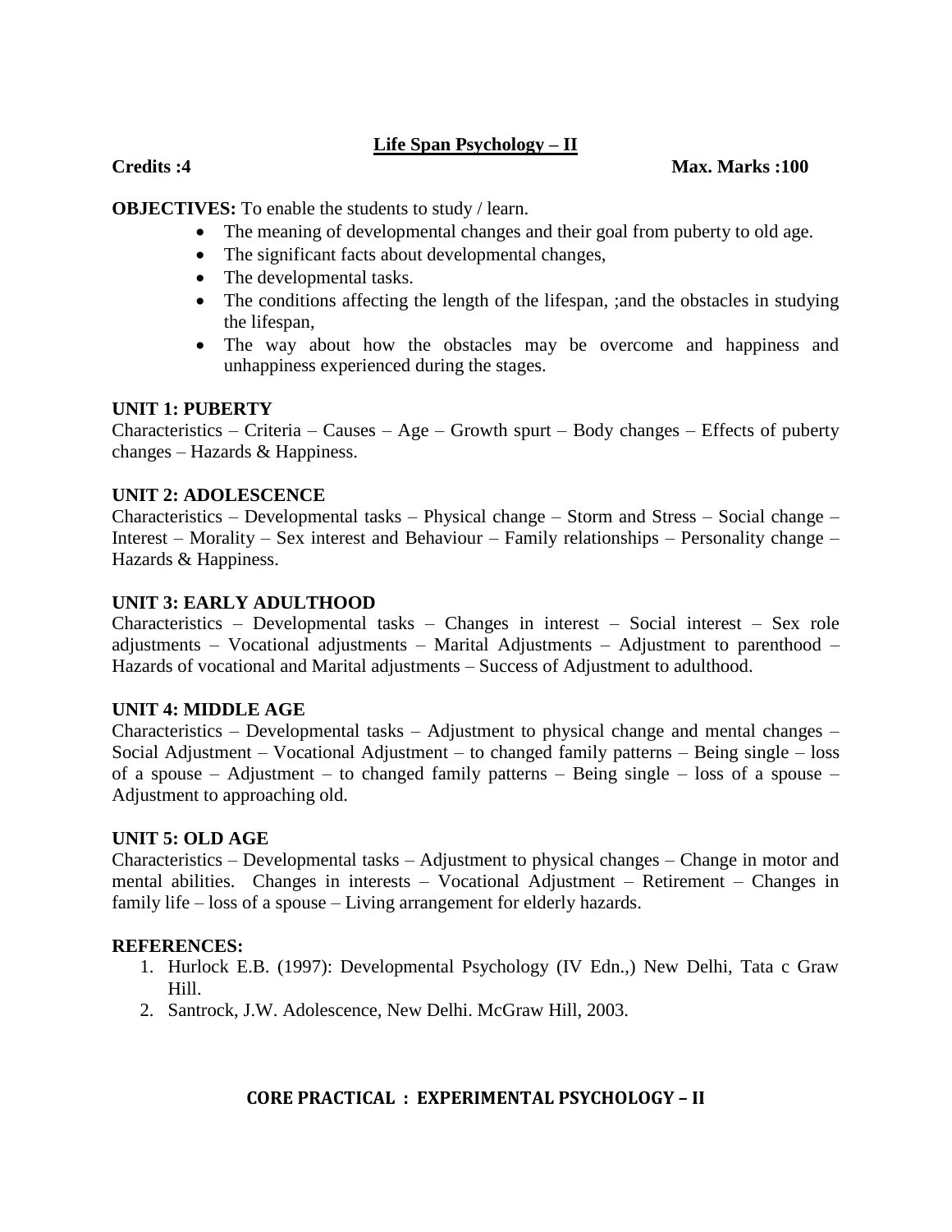## Life Span Psychology – II

**Credits :4** **Max. Marks :100**

**OBJECTIVES:** To enable the students to study / learn.

- The meaning of developmental changes and their goal from puberty to old age.
- The significant facts about developmental changes,
- The developmental tasks.
- The conditions affecting the length of the lifespan, ;and the obstacles in studying the lifespan,
- The way about how the obstacles may be overcome and happiness and unhappiness experienced during the stages.

**UNIT 1: PUBERTY**

Characteristics – Criteria – Causes – Age – Growth spurt – Body changes – Effects of puberty changes – Hazards & Happiness.

**UNIT 2: ADOLESCENCE**

Characteristics – Developmental tasks – Physical change – Storm and Stress – Social change – Interest – Morality – Sex interest and Behaviour – Family relationships – Personality change – Hazards & Happiness.

**UNIT 3: EARLY ADULTHOOD**

Characteristics – Developmental tasks – Changes in interest – Social interest – Sex role adjustments – Vocational adjustments – Marital Adjustments – Adjustment to parenthood – Hazards of vocational and Marital adjustments – Success of Adjustment to adulthood.

**UNIT 4: MIDDLE AGE**

Characteristics – Developmental tasks – Adjustment to physical change and mental changes – Social Adjustment – Vocational Adjustment – to changed family patterns – Being single – loss of a spouse – Adjustment – to changed family patterns – Being single – loss of a spouse – Adjustment to approaching old.

**UNIT 5: OLD AGE**

Characteristics – Developmental tasks – Adjustment to physical changes – Change in motor and mental abilities. Changes in interests – Vocational Adjustment – Retirement – Changes in family life – loss of a spouse – Living arrangement for elderly hazards.

**REFERENCES:**

1. Hurlock E.B. (1997): Developmental Psychology (IV Edn.,) New Delhi, Tata c Graw Hill.
2. Santrock, J.W. Adolescence, New Delhi. McGraw Hill, 2003.

## CORE PRACTICAL : EXPERIMENTAL PSYCHOLOGY – II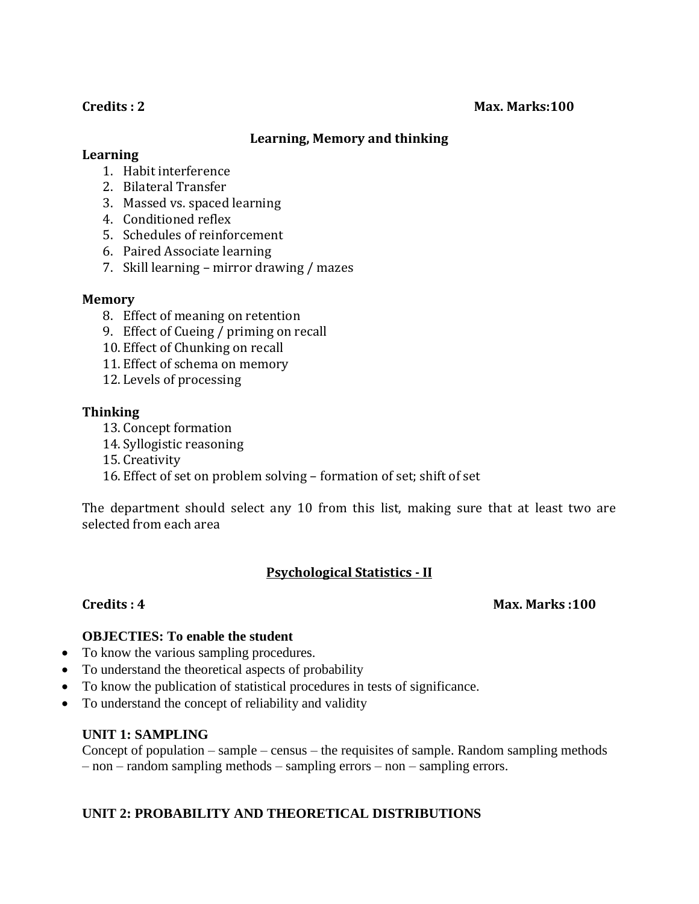**Credits : 2** **Max. Marks:100**

## Learning, Memory and thinking

**Learning**

1. Habit interference
2. Bilateral Transfer
3. Massed vs. spaced learning
4. Conditioned reflex
5. Schedules of reinforcement
6. Paired Associate learning
7. Skill learning – mirror drawing / mazes

**Memory**

8. Effect of meaning on retention
9. Effect of Cueing / priming on recall
10. Effect of Chunking on recall
11. Effect of schema on memory
12. Levels of processing

**Thinking**

13. Concept formation
14. Syllogistic reasoning
15. Creativity
16. Effect of set on problem solving – formation of set; shift of set

The department should select any 10 from this list, making sure that at least two are selected from each area

## Psychological Statistics - II

**Credits : 4** **Max. Marks :100**

**OBJECTIES: To enable the student**

- To know the various sampling procedures.
- To understand the theoretical aspects of probability
- To know the publication of statistical procedures in tests of significance.
- To understand the concept of reliability and validity

### UNIT 1: SAMPLING

Concept of population – sample – census – the requisites of sample. Random sampling methods – non – random sampling methods – sampling errors – non – sampling errors.

### UNIT 2: PROBABILITY AND THEORETICAL DISTRIBUTIONS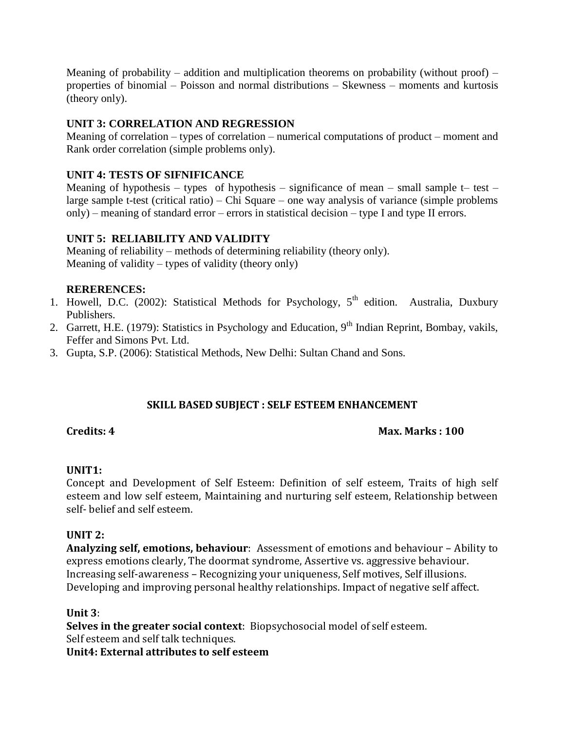Meaning of probability – addition and multiplication theorems on probability (without proof) – properties of binomial – Poisson and normal distributions – Skewness – moments and kurtosis (theory only).

**UNIT 3: CORRELATION AND REGRESSION**

Meaning of correlation – types of correlation – numerical computations of product – moment and Rank order correlation (simple problems only).

**UNIT 4: TESTS OF SIFNIFICANCE**

Meaning of hypothesis – types of hypothesis – significance of mean – small sample t– test – large sample t-test (critical ratio) – Chi Square – one way analysis of variance (simple problems only) – meaning of standard error – errors in statistical decision – type I and type II errors.

**UNIT 5: RELIABILITY AND VALIDITY**

Meaning of reliability – methods of determining reliability (theory only).
Meaning of validity – types of validity (theory only)

**RERERENCES:**

1. Howell, D.C. (2002): Statistical Methods for Psychology, 5th edition. Australia, Duxbury Publishers.
2. Garrett, H.E. (1979): Statistics in Psychology and Education, 9th Indian Reprint, Bombay, vakils, Feffer and Simons Pvt. Ltd.
3. Gupta, S.P. (2006): Statistical Methods, New Delhi: Sultan Chand and Sons.

## SKILL BASED SUBJECT : SELF ESTEEM ENHANCEMENT

**Credits: 4** **Max. Marks : 100**

**UNIT1:**

Concept and Development of Self Esteem: Definition of self esteem, Traits of high self esteem and low self esteem, Maintaining and nurturing self esteem, Relationship between self- belief and self esteem.

**UNIT 2:**

**Analyzing self, emotions, behaviour**: Assessment of emotions and behaviour – Ability to express emotions clearly, The doormat syndrome, Assertive vs. aggressive behaviour. Increasing self-awareness – Recognizing your uniqueness, Self motives, Self illusions. Developing and improving personal healthy relationships. Impact of negative self affect.

**Unit 3**:

**Selves in the greater social context**: Biopsychosocial model of self esteem.
Self esteem and self talk techniques.

**Unit4: External attributes to self esteem**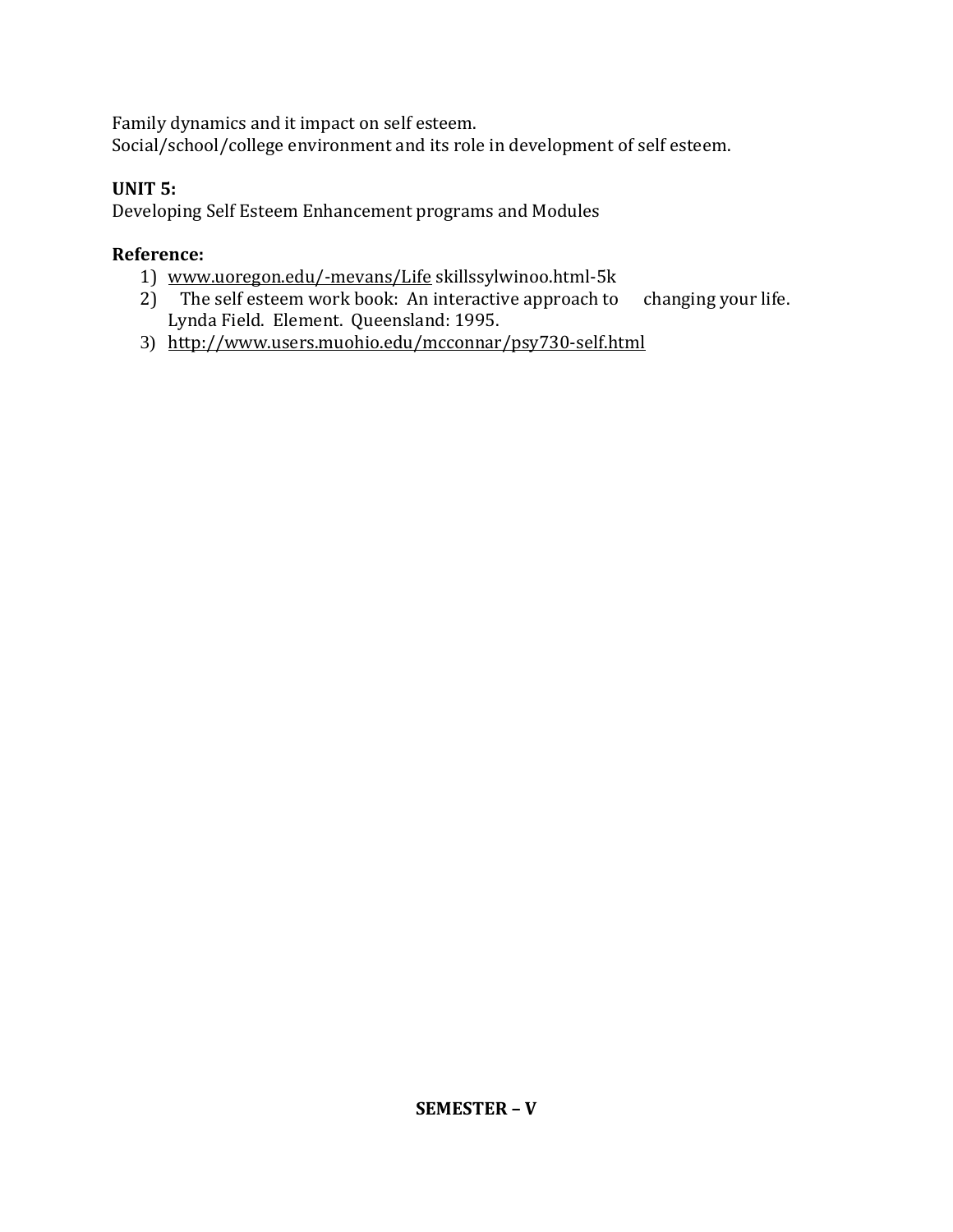Family dynamics and it impact on self esteem.
Social/school/college environment and its role in development of self esteem.

**UNIT 5:**
Developing Self Esteem Enhancement programs and Modules

**Reference:**

1) www.uoregon.edu/-mevans/Life skillssylwinoo.html-5k
2) The self esteem work book: An interactive approach to changing your life. Lynda Field. Element. Queensland: 1995.
3) http://www.users.muohio.edu/mcconnar/psy730-self.html

**SEMESTER – V**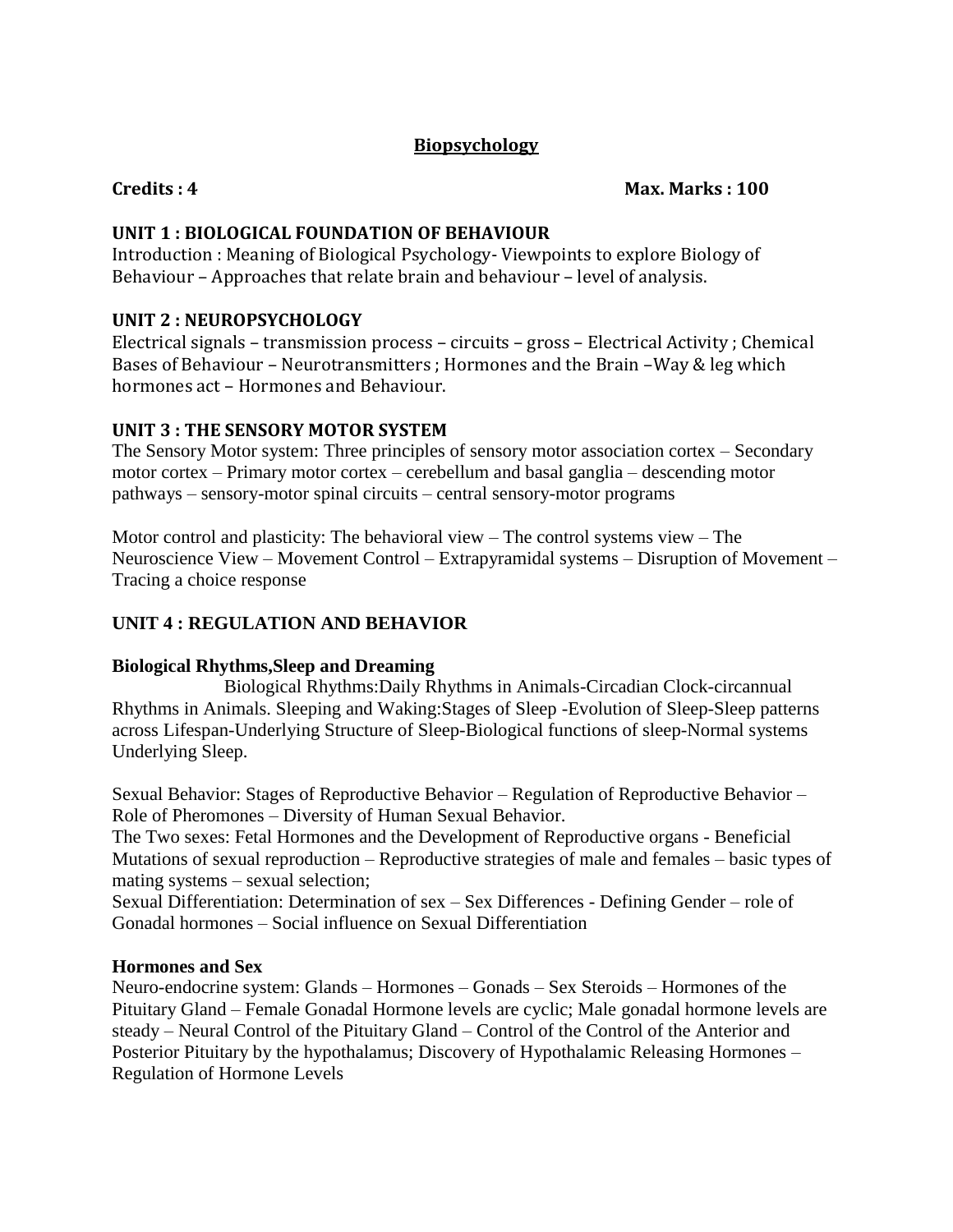# Biopsychology

**Credits : 4** **Max. Marks : 100**

## UNIT 1 : BIOLOGICAL FOUNDATION OF BEHAVIOUR

Introduction : Meaning of Biological Psychology- Viewpoints to explore Biology of Behaviour – Approaches that relate brain and behaviour – level of analysis.

## UNIT 2 : NEUROPSYCHOLOGY

Electrical signals – transmission process – circuits – gross – Electrical Activity ; Chemical Bases of Behaviour – Neurotransmitters ; Hormones and the Brain –Way & leg which hormones act – Hormones and Behaviour.

## UNIT 3 : THE SENSORY MOTOR SYSTEM

The Sensory Motor system: Three principles of sensory motor association cortex – Secondary motor cortex – Primary motor cortex – cerebellum and basal ganglia – descending motor pathways – sensory-motor spinal circuits – central sensory-motor programs

Motor control and plasticity: The behavioral view – The control systems view – The Neuroscience View – Movement Control – Extrapyramidal systems – Disruption of Movement – Tracing a choice response

## UNIT 4 : REGULATION AND BEHAVIOR

### Biological Rhythms,Sleep and Dreaming

Biological Rhythms:Daily Rhythms in Animals-Circadian Clock-circannual Rhythms in Animals. Sleeping and Waking:Stages of Sleep -Evolution of Sleep-Sleep patterns across Lifespan-Underlying Structure of Sleep-Biological functions of sleep-Normal systems Underlying Sleep.

Sexual Behavior: Stages of Reproductive Behavior – Regulation of Reproductive Behavior – Role of Pheromones – Diversity of Human Sexual Behavior.

The Two sexes: Fetal Hormones and the Development of Reproductive organs - Beneficial Mutations of sexual reproduction – Reproductive strategies of male and females – basic types of mating systems – sexual selection;

Sexual Differentiation: Determination of sex – Sex Differences - Defining Gender – role of Gonadal hormones – Social influence on Sexual Differentiation

### Hormones and Sex

Neuro-endocrine system: Glands – Hormones – Gonads – Sex Steroids – Hormones of the Pituitary Gland – Female Gonadal Hormone levels are cyclic; Male gonadal hormone levels are steady – Neural Control of the Pituitary Gland – Control of the Control of the Anterior and Posterior Pituitary by the hypothalamus; Discovery of Hypothalamic Releasing Hormones – Regulation of Hormone Levels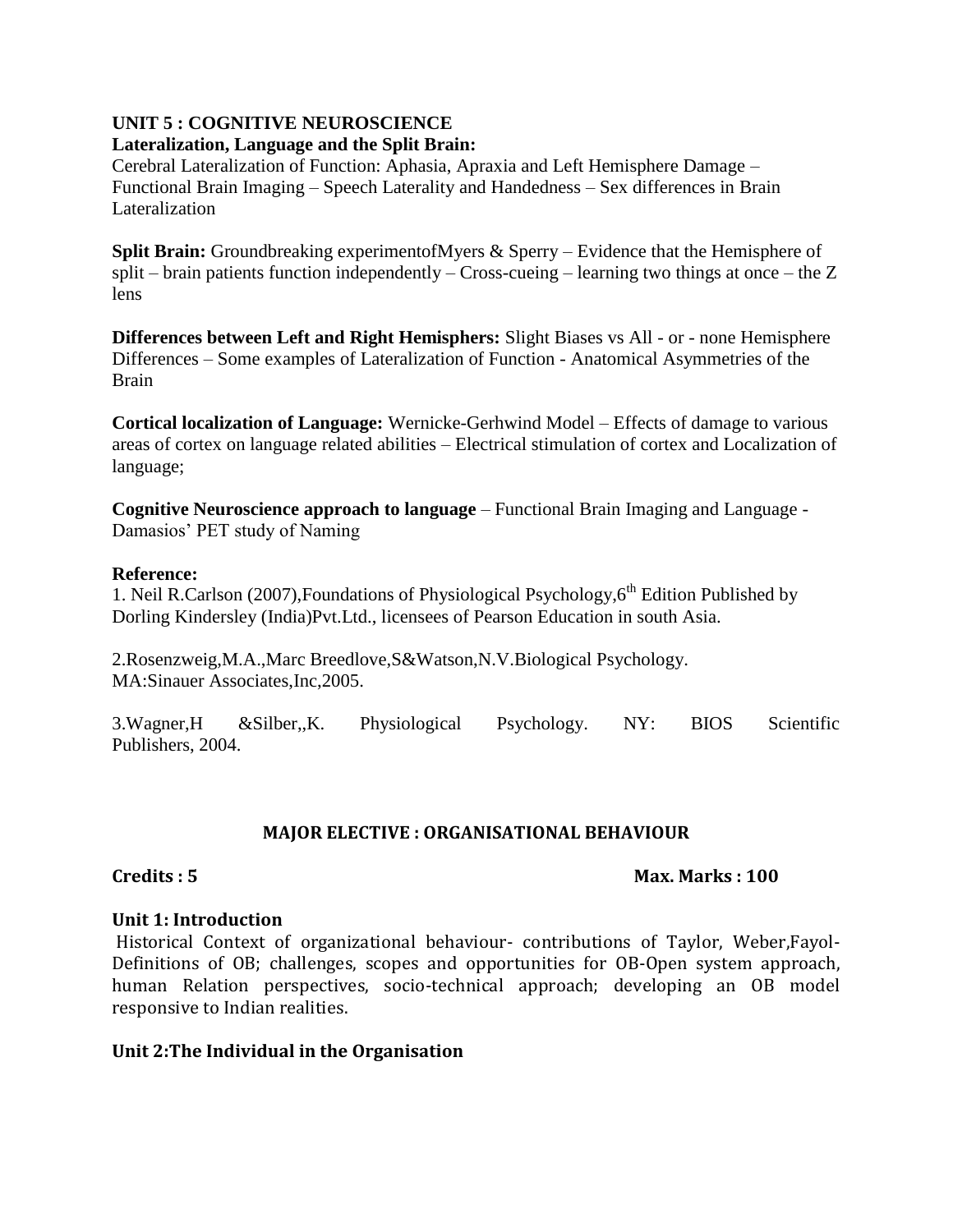## UNIT 5 : COGNITIVE NEUROSCIENCE

**Lateralization, Language and the Split Brain:**

Cerebral Lateralization of Function: Aphasia, Apraxia and Left Hemisphere Damage – Functional Brain Imaging – Speech Laterality and Handedness – Sex differences in Brain Lateralization

**Split Brain:** Groundbreaking experimentofMyers & Sperry – Evidence that the Hemisphere of split – brain patients function independently – Cross-cueing – learning two things at once – the Z lens

**Differences between Left and Right Hemisphers:** Slight Biases vs All - or - none Hemisphere Differences – Some examples of Lateralization of Function - Anatomical Asymmetries of the Brain

**Cortical localization of Language:** Wernicke-Gerhwind Model – Effects of damage to various areas of cortex on language related abilities – Electrical stimulation of cortex and Localization of language;

**Cognitive Neuroscience approach to language** – Functional Brain Imaging and Language - Damasios' PET study of Naming

**Reference:**

1. Neil R.Carlson (2007),Foundations of Physiological Psychology,6th Edition Published by Dorling Kindersley (India)Pvt.Ltd., licensees of Pearson Education in south Asia.

2.Rosenzweig,M.A.,Marc Breedlove,S&Watson,N.V.Biological Psychology. MA:Sinauer Associates,Inc,2005.

3.Wagner,H &Silber,,K. Physiological Psychology. NY: BIOS Scientific Publishers, 2004.

## MAJOR ELECTIVE : ORGANISATIONAL BEHAVIOUR

**Credits : 5** **Max. Marks : 100**

### Unit 1: Introduction

Historical Context of organizational behaviour- contributions of Taylor, Weber,Fayol- Definitions of OB; challenges, scopes and opportunities for OB-Open system approach, human Relation perspectives, socio-technical approach; developing an OB model responsive to Indian realities.

### Unit 2:The Individual in the Organisation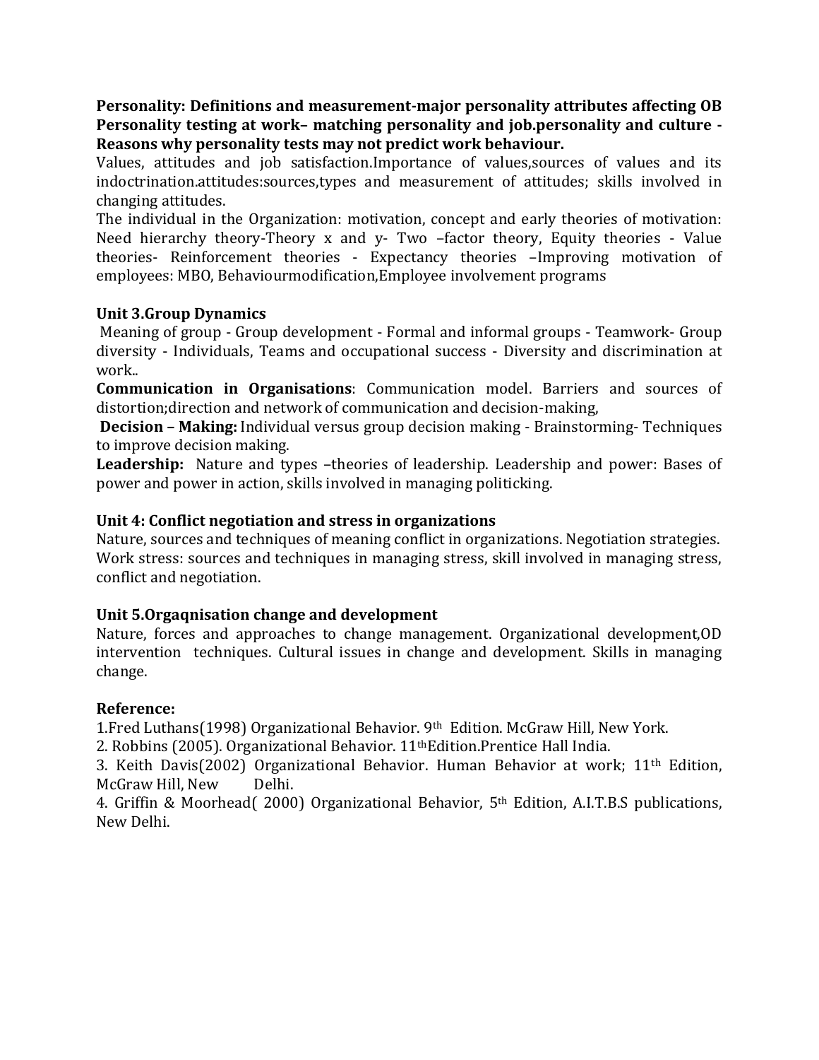**Personality: Definitions and measurement-major personality attributes affecting OB Personality testing at work– matching personality and job.personality and culture - Reasons why personality tests may not predict work behaviour.**

Values, attitudes and job satisfaction.Importance of values,sources of values and its indoctrination.attitudes:sources,types and measurement of attitudes; skills involved in changing attitudes.

The individual in the Organization: motivation, concept and early theories of motivation: Need hierarchy theory-Theory x and y- Two –factor theory, Equity theories - Value theories- Reinforcement theories - Expectancy theories –Improving motivation of employees: MBO, Behaviourmodification,Employee involvement programs

### Unit 3.Group Dynamics

Meaning of group - Group development - Formal and informal groups - Teamwork- Group diversity - Individuals, Teams and occupational success - Diversity and discrimination at work..

**Communication in Organisations**: Communication model. Barriers and sources of distortion;direction and network of communication and decision-making,

**Decision – Making:** Individual versus group decision making - Brainstorming- Techniques to improve decision making.

**Leadership:** Nature and types –theories of leadership. Leadership and power: Bases of power and power in action, skills involved in managing politicking.

### Unit 4: Conflict negotiation and stress in organizations

Nature, sources and techniques of meaning conflict in organizations. Negotiation strategies. Work stress: sources and techniques in managing stress, skill involved in managing stress, conflict and negotiation.

### Unit 5.Orgaqnisation change and development

Nature, forces and approaches to change management. Organizational development,OD intervention techniques. Cultural issues in change and development. Skills in managing change.

### Reference:

1.Fred Luthans(1998) Organizational Behavior. 9th Edition. McGraw Hill, New York.

2. Robbins (2005). Organizational Behavior. 11thEdition.Prentice Hall India.

3. Keith Davis(2002) Organizational Behavior. Human Behavior at work; 11th Edition, McGraw Hill, New Delhi.

4. Griffin & Moorhead( 2000) Organizational Behavior, 5th Edition, A.I.T.B.S publications, New Delhi.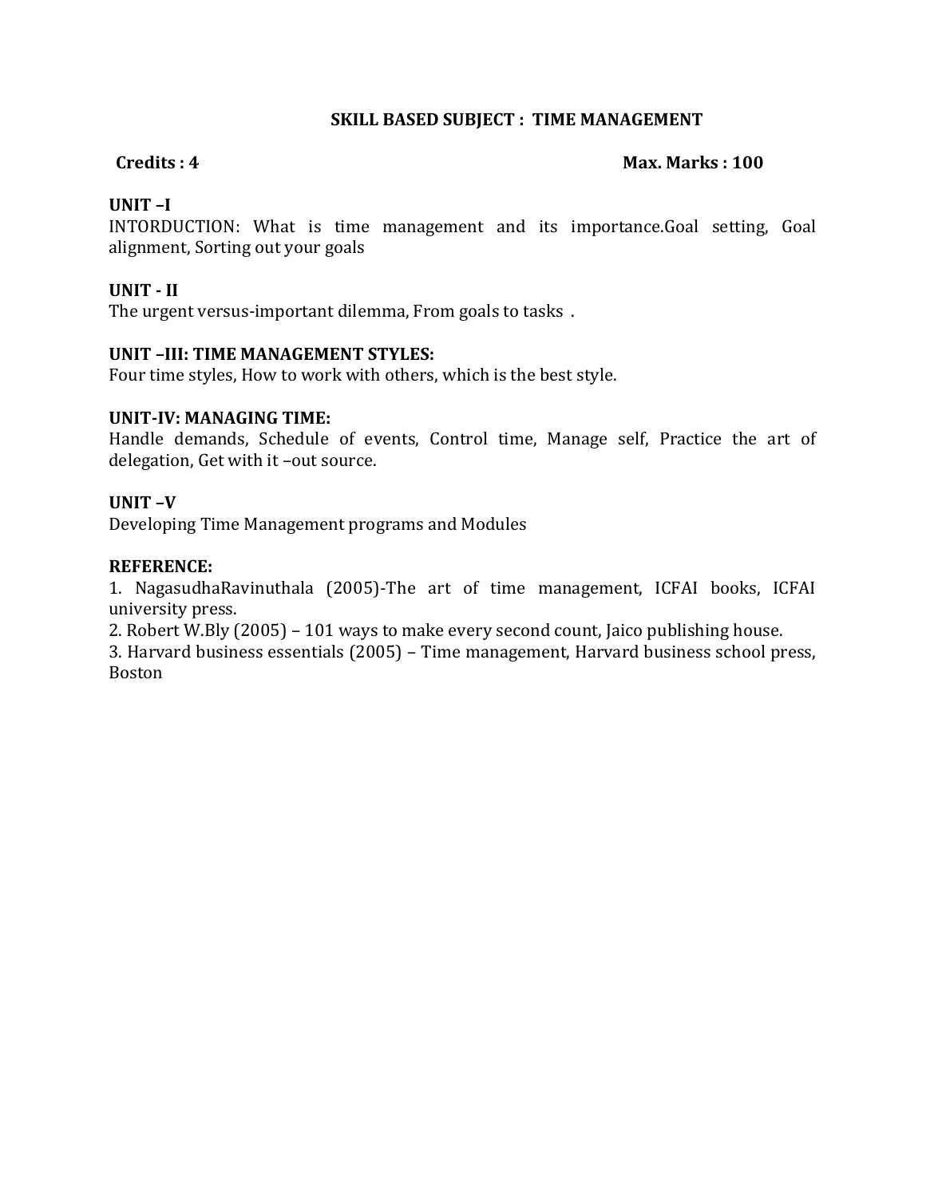## SKILL BASED SUBJECT : TIME MANAGEMENT

**Credits : 4** **Max. Marks : 100**

**UNIT –I**

INTORDUCTION: What is time management and its importance.Goal setting, Goal alignment, Sorting out your goals

**UNIT - II**

The urgent versus-important dilemma, From goals to tasks .

**UNIT –III: TIME MANAGEMENT STYLES:**

Four time styles, How to work with others, which is the best style.

**UNIT-IV: MANAGING TIME:**

Handle demands, Schedule of events, Control time, Manage self, Practice the art of delegation, Get with it –out source.

**UNIT –V**

Developing Time Management programs and Modules

**REFERENCE:**

1. NagasudhaRavinuthala (2005)-The art of time management, ICFAI books, ICFAI university press.
2. Robert W.Bly (2005) – 101 ways to make every second count, Jaico publishing house.
3. Harvard business essentials (2005) – Time management, Harvard business school press, Boston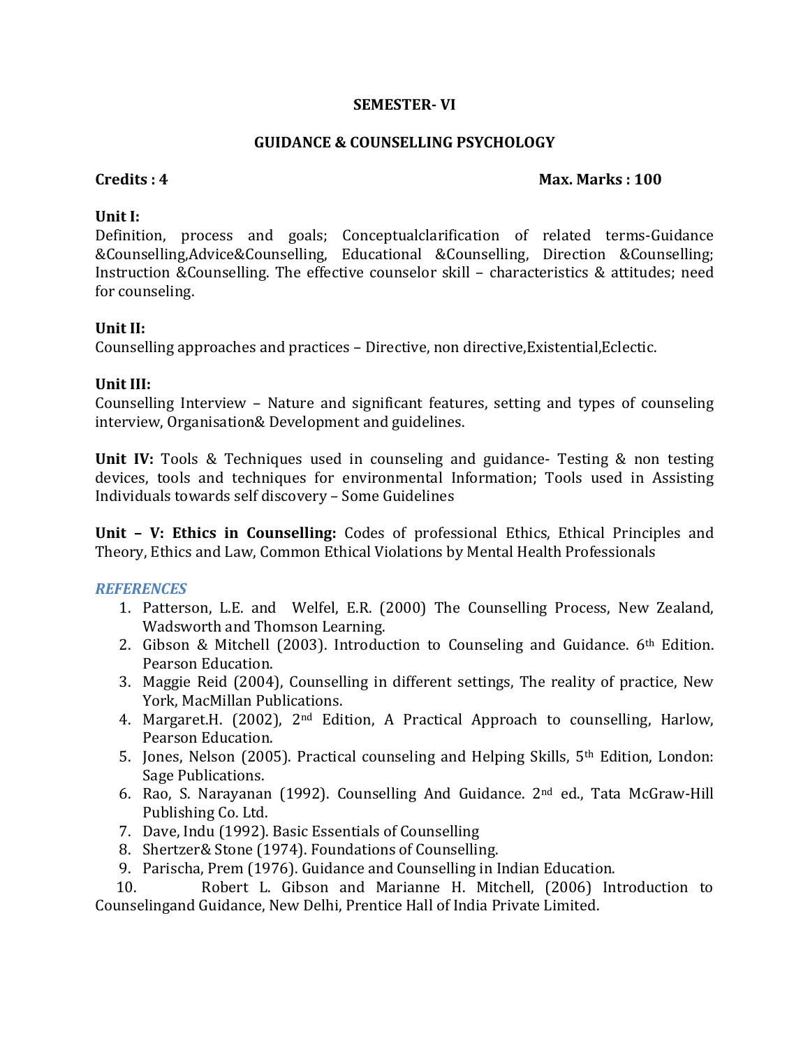**SEMESTER- VI**

**GUIDANCE & COUNSELLING PSYCHOLOGY**

**Credits : 4** **Max. Marks : 100**

**Unit I:**
Definition, process and goals; Conceptualclarification of related terms-Guidance &Counselling,Advice&Counselling, Educational &Counselling, Direction &Counselling; Instruction &Counselling. The effective counselor skill – characteristics & attitudes; need for counseling.

**Unit II:**
Counselling approaches and practices – Directive, non directive,Existential,Eclectic.

**Unit III:**
Counselling Interview – Nature and significant features, setting and types of counseling interview, Organisation& Development and guidelines.

**Unit IV:** Tools & Techniques used in counseling and guidance- Testing & non testing devices, tools and techniques for environmental Information; Tools used in Assisting Individuals towards self discovery – Some Guidelines

**Unit – V: Ethics in Counselling:** Codes of professional Ethics, Ethical Principles and Theory, Ethics and Law, Common Ethical Violations by Mental Health Professionals

***REFERENCES***

1. Patterson, L.E. and Welfel, E.R. (2000) The Counselling Process, New Zealand, Wadsworth and Thomson Learning.
2. Gibson & Mitchell (2003). Introduction to Counseling and Guidance. 6th Edition. Pearson Education.
3. Maggie Reid (2004), Counselling in different settings, The reality of practice, New York, MacMillan Publications.
4. Margaret.H. (2002), 2nd Edition, A Practical Approach to counselling, Harlow, Pearson Education.
5. Jones, Nelson (2005). Practical counseling and Helping Skills, 5th Edition, London: Sage Publications.
6. Rao, S. Narayanan (1992). Counselling And Guidance. 2nd ed., Tata McGraw-Hill Publishing Co. Ltd.
7. Dave, Indu (1992). Basic Essentials of Counselling
8. Shertzer& Stone (1974). Foundations of Counselling.
9. Parischa, Prem (1976). Guidance and Counselling in Indian Education.
10. Robert L. Gibson and Marianne H. Mitchell, (2006) Introduction to Counselingand Guidance, New Delhi, Prentice Hall of India Private Limited.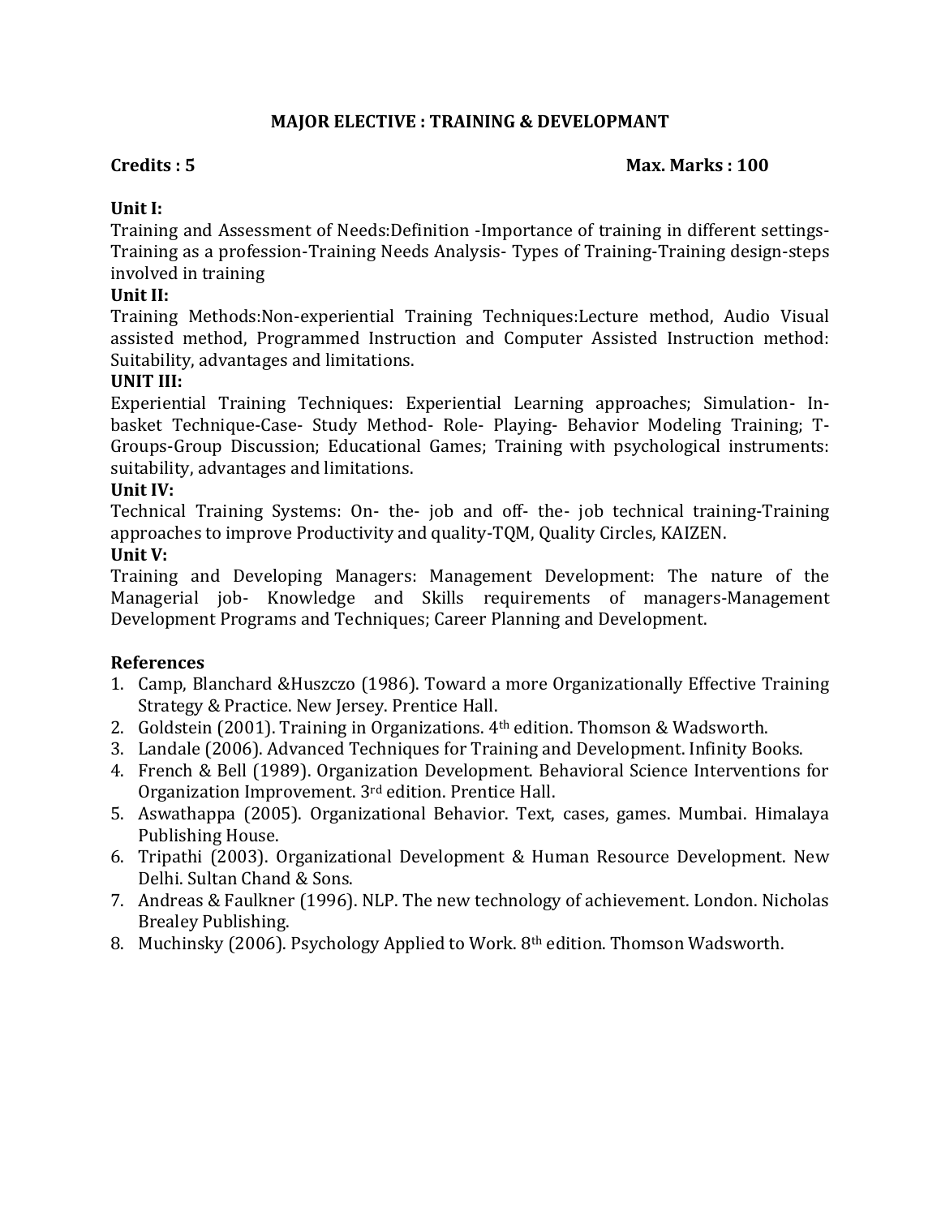## MAJOR ELECTIVE : TRAINING & DEVELOPMANT

**Credits : 5** **Max. Marks : 100**

**Unit I:**
Training and Assessment of Needs:Definition -Importance of training in different settings-Training as a profession-Training Needs Analysis- Types of Training-Training design-steps involved in training

**Unit II:**
Training Methods:Non-experiential Training Techniques:Lecture method, Audio Visual assisted method, Programmed Instruction and Computer Assisted Instruction method: Suitability, advantages and limitations.

**UNIT III:**
Experiential Training Techniques: Experiential Learning approaches; Simulation- In-basket Technique-Case- Study Method- Role- Playing- Behavior Modeling Training; T-Groups-Group Discussion; Educational Games; Training with psychological instruments: suitability, advantages and limitations.

**Unit IV:**
Technical Training Systems: On- the- job and off- the- job technical training-Training approaches to improve Productivity and quality-TQM, Quality Circles, KAIZEN.

**Unit V:**
Training and Developing Managers: Management Development: The nature of the Managerial job- Knowledge and Skills requirements of managers-Management Development Programs and Techniques; Career Planning and Development.

### References

1. Camp, Blanchard &Huszczo (1986). Toward a more Organizationally Effective Training Strategy & Practice. New Jersey. Prentice Hall.
2. Goldstein (2001). Training in Organizations. 4th edition. Thomson & Wadsworth.
3. Landale (2006). Advanced Techniques for Training and Development. Infinity Books.
4. French & Bell (1989). Organization Development. Behavioral Science Interventions for Organization Improvement. 3rd edition. Prentice Hall.
5. Aswathappa (2005). Organizational Behavior. Text, cases, games. Mumbai. Himalaya Publishing House.
6. Tripathi (2003). Organizational Development & Human Resource Development. New Delhi. Sultan Chand & Sons.
7. Andreas & Faulkner (1996). NLP. The new technology of achievement. London. Nicholas Brealey Publishing.
8. Muchinsky (2006). Psychology Applied to Work. 8th edition. Thomson Wadsworth.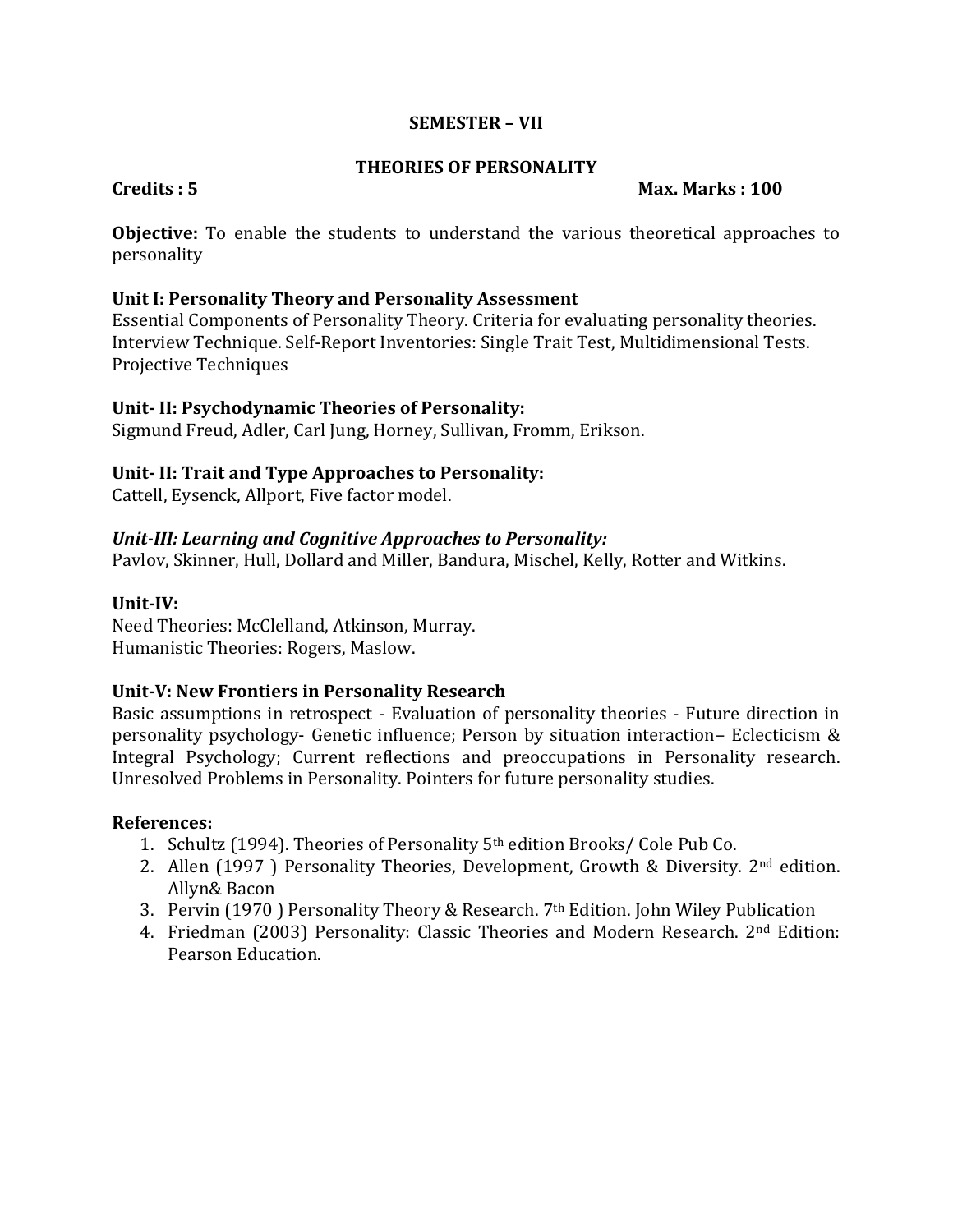**SEMESTER – VII**

**THEORIES OF PERSONALITY**

**Credits : 5** **Max. Marks : 100**

**Objective:** To enable the students to understand the various theoretical approaches to personality

**Unit I: Personality Theory and Personality Assessment**
Essential Components of Personality Theory. Criteria for evaluating personality theories. Interview Technique. Self-Report Inventories: Single Trait Test, Multidimensional Tests. Projective Techniques

**Unit- II: Psychodynamic Theories of Personality:**
Sigmund Freud, Adler, Carl Jung, Horney, Sullivan, Fromm, Erikson.

**Unit- II: Trait and Type Approaches to Personality:**
Cattell, Eysenck, Allport, Five factor model.

***Unit-III: Learning and Cognitive Approaches to Personality:***
Pavlov, Skinner, Hull, Dollard and Miller, Bandura, Mischel, Kelly, Rotter and Witkins.

**Unit-IV:**
Need Theories: McClelland, Atkinson, Murray.
Humanistic Theories: Rogers, Maslow.

**Unit-V: New Frontiers in Personality Research**
Basic assumptions in retrospect - Evaluation of personality theories - Future direction in personality psychology- Genetic influence; Person by situation interaction– Eclecticism & Integral Psychology; Current reflections and preoccupations in Personality research. Unresolved Problems in Personality. Pointers for future personality studies.

**References:**

1. Schultz (1994). Theories of Personality 5th edition Brooks/ Cole Pub Co.
2. Allen (1997 ) Personality Theories, Development, Growth & Diversity. 2nd edition. Allyn& Bacon
3. Pervin (1970 ) Personality Theory & Research. 7th Edition. John Wiley Publication
4. Friedman (2003) Personality: Classic Theories and Modern Research. 2nd Edition: Pearson Education.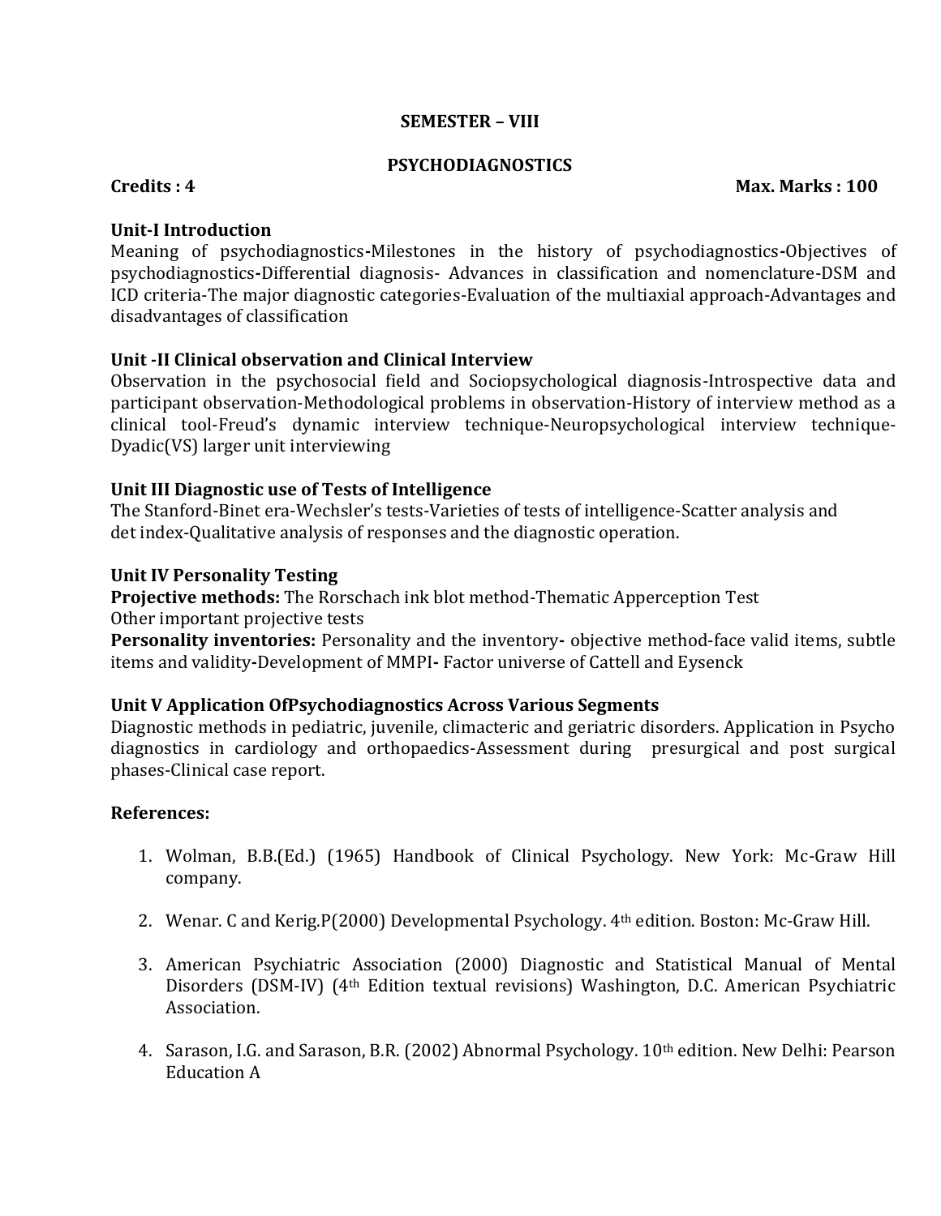**SEMESTER – VIII**

**PSYCHODIAGNOSTICS**

**Credits : 4** **Max. Marks : 100**

**Unit-I Introduction**

Meaning of psychodiagnostics-Milestones in the history of psychodiagnostics-Objectives of psychodiagnostics-Differential diagnosis- Advances in classification and nomenclature-DSM and ICD criteria-The major diagnostic categories-Evaluation of the multiaxial approach-Advantages and disadvantages of classification

**Unit -II Clinical observation and Clinical Interview**

Observation in the psychosocial field and Sociopsychological diagnosis-Introspective data and participant observation-Methodological problems in observation-History of interview method as a clinical tool-Freud's dynamic interview technique-Neuropsychological interview technique-Dyadic(VS) larger unit interviewing

**Unit III Diagnostic use of Tests of Intelligence**

The Stanford-Binet era-Wechsler's tests-Varieties of tests of intelligence-Scatter analysis and det index-Qualitative analysis of responses and the diagnostic operation.

**Unit IV Personality Testing**

**Projective methods:** The Rorschach ink blot method-Thematic Apperception Test

Other important projective tests

**Personality inventories:** Personality and the inventory- objective method-face valid items, subtle items and validity-Development of MMPI- Factor universe of Cattell and Eysenck

**Unit V Application OfPsychodiagnostics Across Various Segments**

Diagnostic methods in pediatric, juvenile, climacteric and geriatric disorders. Application in Psycho diagnostics in cardiology and orthopaedics-Assessment during presurgical and post surgical phases-Clinical case report.

**References:**

1. Wolman, B.B.(Ed.) (1965) Handbook of Clinical Psychology. New York: Mc-Graw Hill company.
2. Wenar. C and Kerig.P(2000) Developmental Psychology. 4th edition. Boston: Mc-Graw Hill.
3. American Psychiatric Association (2000) Diagnostic and Statistical Manual of Mental Disorders (DSM-IV) (4th Edition textual revisions) Washington, D.C. American Psychiatric Association.
4. Sarason, I.G. and Sarason, B.R. (2002) Abnormal Psychology. 10th edition. New Delhi: Pearson Education A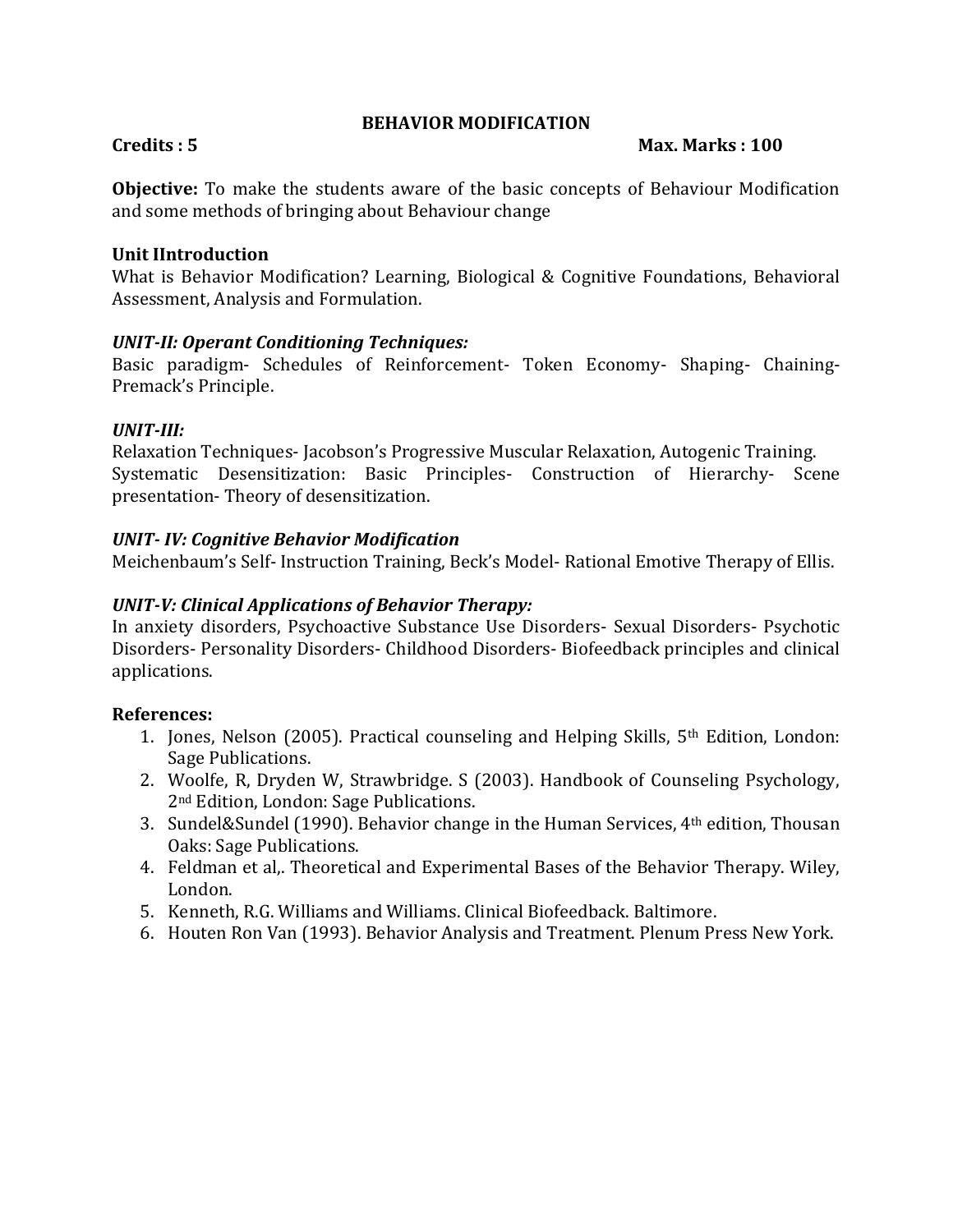# BEHAVIOR MODIFICATION

**Credits : 5** **Max. Marks : 100**

**Objective:** To make the students aware of the basic concepts of Behaviour Modification and some methods of bringing about Behaviour change

**Unit IIntroduction**

What is Behavior Modification? Learning, Biological & Cognitive Foundations, Behavioral Assessment, Analysis and Formulation.

***UNIT-II: Operant Conditioning Techniques:***

Basic paradigm- Schedules of Reinforcement- Token Economy- Shaping- Chaining- Premack's Principle.

***UNIT-III:***

Relaxation Techniques- Jacobson's Progressive Muscular Relaxation, Autogenic Training.
Systematic Desensitization: Basic Principles- Construction of Hierarchy- Scene presentation- Theory of desensitization.

***UNIT- IV: Cognitive Behavior Modification***

Meichenbaum's Self- Instruction Training, Beck's Model- Rational Emotive Therapy of Ellis.

***UNIT-V: Clinical Applications of Behavior Therapy:***

In anxiety disorders, Psychoactive Substance Use Disorders- Sexual Disorders- Psychotic Disorders- Personality Disorders- Childhood Disorders- Biofeedback principles and clinical applications.

**References:**

1. Jones, Nelson (2005). Practical counseling and Helping Skills, 5th Edition, London: Sage Publications.
2. Woolfe, R, Dryden W, Strawbridge. S (2003). Handbook of Counseling Psychology, 2nd Edition, London: Sage Publications.
3. Sundel&Sundel (1990). Behavior change in the Human Services, 4th edition, Thousan Oaks: Sage Publications.
4. Feldman et al,. Theoretical and Experimental Bases of the Behavior Therapy. Wiley, London.
5. Kenneth, R.G. Williams and Williams. Clinical Biofeedback. Baltimore.
6. Houten Ron Van (1993). Behavior Analysis and Treatment. Plenum Press New York.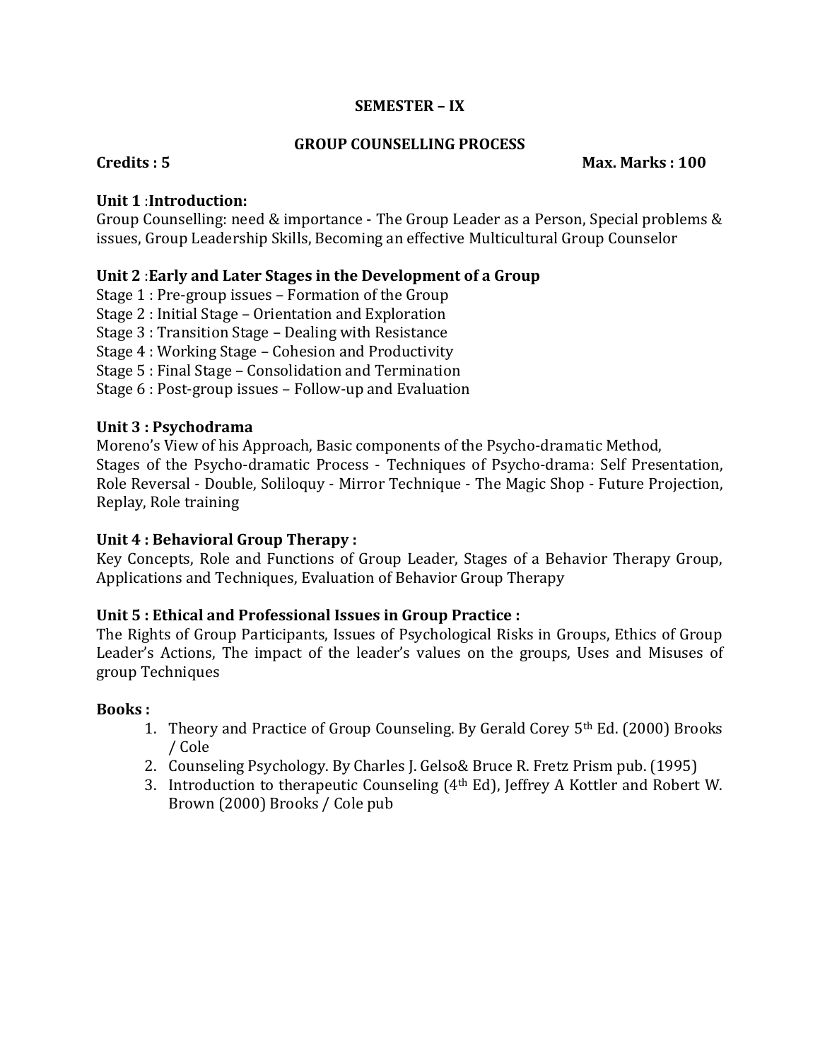**SEMESTER – IX**

**GROUP COUNSELLING PROCESS**

**Credits : 5** **Max. Marks : 100**

**Unit 1** :**Introduction:**

Group Counselling: need & importance - The Group Leader as a Person, Special problems & issues, Group Leadership Skills, Becoming an effective Multicultural Group Counselor

**Unit 2** :**Early and Later Stages in the Development of a Group**

Stage 1 : Pre-group issues – Formation of the Group
Stage 2 : Initial Stage – Orientation and Exploration
Stage 3 : Transition Stage – Dealing with Resistance
Stage 4 : Working Stage – Cohesion and Productivity
Stage 5 : Final Stage – Consolidation and Termination
Stage 6 : Post-group issues – Follow-up and Evaluation

**Unit 3 : Psychodrama**

Moreno's View of his Approach, Basic components of the Psycho-dramatic Method, Stages of the Psycho-dramatic Process - Techniques of Psycho-drama: Self Presentation, Role Reversal - Double, Soliloquy - Mirror Technique - The Magic Shop - Future Projection, Replay, Role training

**Unit 4 : Behavioral Group Therapy :**

Key Concepts, Role and Functions of Group Leader, Stages of a Behavior Therapy Group, Applications and Techniques, Evaluation of Behavior Group Therapy

**Unit 5 : Ethical and Professional Issues in Group Practice :**

The Rights of Group Participants, Issues of Psychological Risks in Groups, Ethics of Group Leader's Actions, The impact of the leader's values on the groups, Uses and Misuses of group Techniques

**Books :**

1. Theory and Practice of Group Counseling. By Gerald Corey 5th Ed. (2000) Brooks / Cole
2. Counseling Psychology. By Charles J. Gelso& Bruce R. Fretz Prism pub. (1995)
3. Introduction to therapeutic Counseling (4th Ed), Jeffrey A Kottler and Robert W. Brown (2000) Brooks / Cole pub